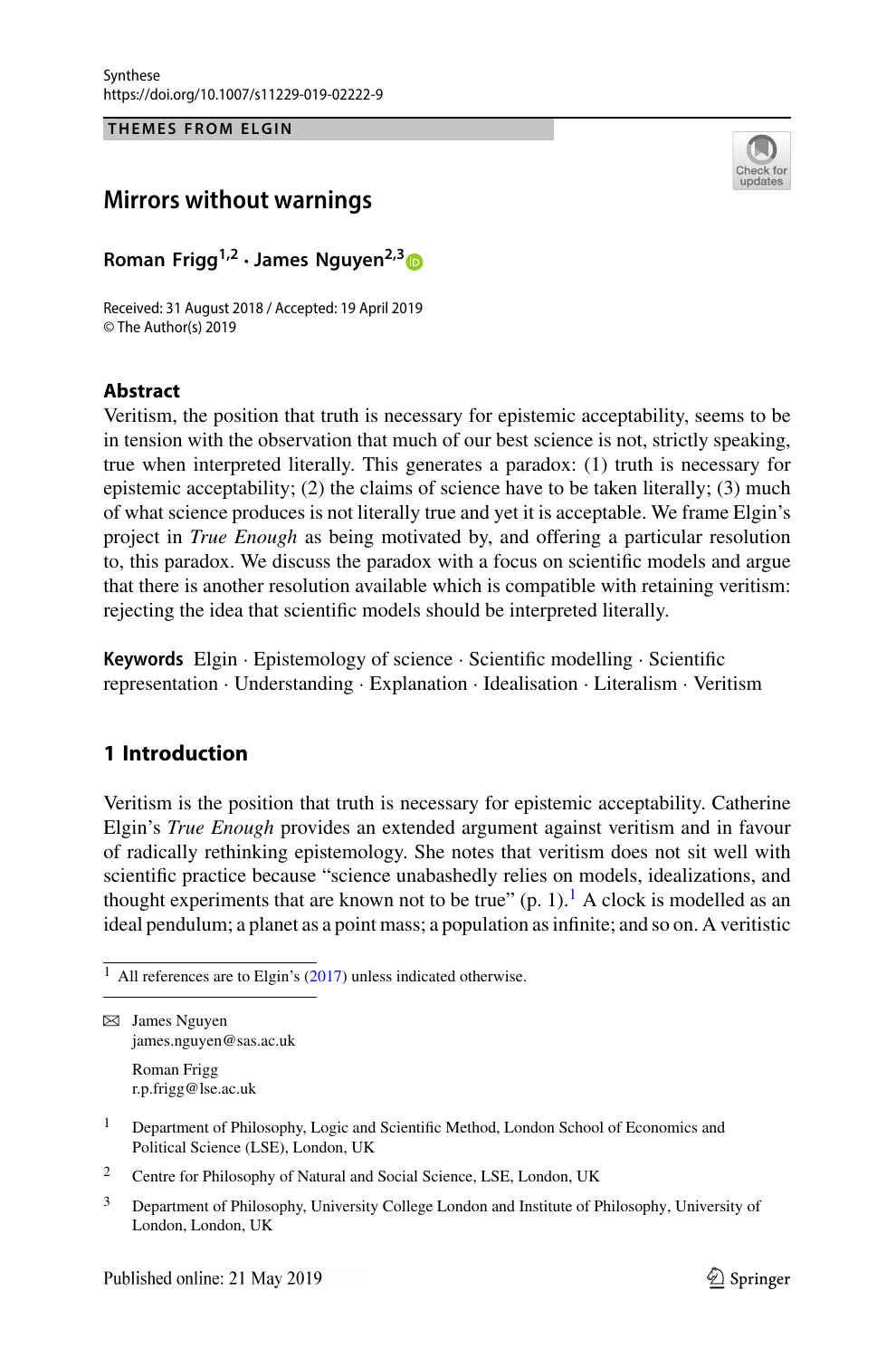THEMES FROM ELGIN

# Mirrors without warnings

**Roman Frigg[1,2] · James Nguyen[2,3]**

Received: 31 August 2018 / Accepted: 19 April 2019
© The Author(s) 2019

## Abstract

Veritism, the position that truth is necessary for epistemic acceptability, seems to be in tension with the observation that much of our best science is not, strictly speaking, true when interpreted literally. This generates a paradox: (1) truth is necessary for epistemic acceptability; (2) the claims of science have to be taken literally; (3) much of what science produces is not literally true and yet it is acceptable. We frame Elgin's project in *True Enough* as being motivated by, and offering a particular resolution to, this paradox. We discuss the paradox with a focus on scientific models and argue that there is another resolution available which is compatible with retaining veritism: rejecting the idea that scientific models should be interpreted literally.

**Keywords** Elgin · Epistemology of science · Scientific modelling · Scientific representation · Understanding · Explanation · Idealisation · Literalism · Veritism

## 1 Introduction

Veritism is the position that truth is necessary for epistemic acceptability. Catherine Elgin's *True Enough* provides an extended argument against veritism and in favour of radically rethinking epistemology. She notes that veritism does not sit well with scientific practice because "science unabashedly relies on models, idealizations, and thought experiments that are known not to be true" (p. 1).[1] A clock is modelled as an ideal pendulum; a planet as a point mass; a population as infinite; and so on. A veritistic

[1] All references are to Elgin's (2017) unless indicated otherwise.

✉ James Nguyen
james.nguyen@sas.ac.uk

Roman Frigg
r.p.frigg@lse.ac.uk

[1] Department of Philosophy, Logic and Scientific Method, London School of Economics and Political Science (LSE), London, UK

[2] Centre for Philosophy of Natural and Social Science, LSE, London, UK

[3] Department of Philosophy, University College London and Institute of Philosophy, University of London, London, UK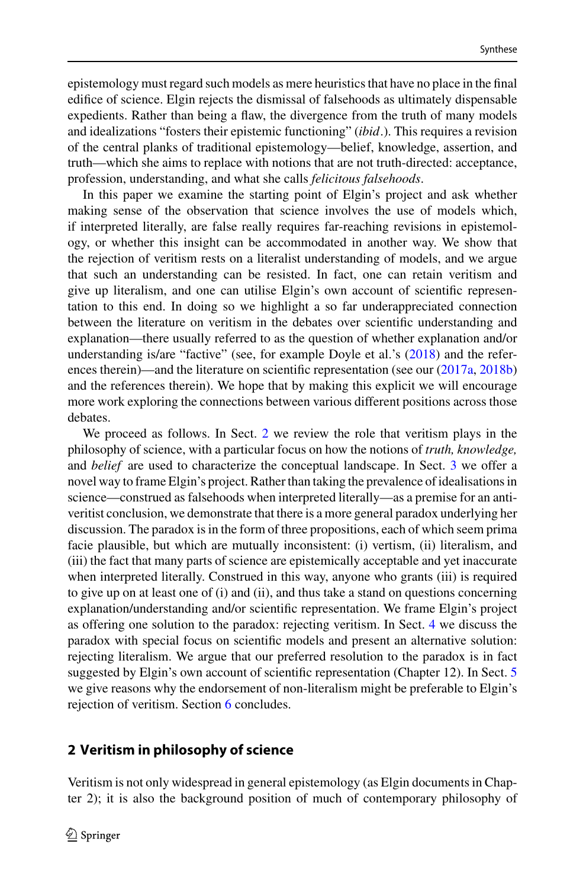epistemology must regard such models as mere heuristics that have no place in the final edifice of science. Elgin rejects the dismissal of falsehoods as ultimately dispensable expedients. Rather than being a flaw, the divergence from the truth of many models and idealizations "fosters their epistemic functioning" (*ibid*.). This requires a revision of the central planks of traditional epistemology—belief, knowledge, assertion, and truth—which she aims to replace with notions that are not truth-directed: acceptance, profession, understanding, and what she calls *felicitous falsehoods*.

In this paper we examine the starting point of Elgin's project and ask whether making sense of the observation that science involves the use of models which, if interpreted literally, are false really requires far-reaching revisions in epistemology, or whether this insight can be accommodated in another way. We show that the rejection of veritism rests on a literalist understanding of models, and we argue that such an understanding can be resisted. In fact, one can retain veritism and give up literalism, and one can utilise Elgin's own account of scientific representation to this end. In doing so we highlight a so far underappreciated connection between the literature on veritism in the debates over scientific understanding and explanation—there usually referred to as the question of whether explanation and/or understanding is/are "factive" (see, for example Doyle et al.'s (2018) and the references therein)—and the literature on scientific representation (see our (2017a, 2018b) and the references therein). We hope that by making this explicit we will encourage more work exploring the connections between various different positions across those debates.

We proceed as follows. In Sect. 2 we review the role that veritism plays in the philosophy of science, with a particular focus on how the notions of *truth, knowledge,* and *belief* are used to characterize the conceptual landscape. In Sect. 3 we offer a novel way to frame Elgin's project. Rather than taking the prevalence of idealisations in science—construed as falsehoods when interpreted literally—as a premise for an anti-veritist conclusion, we demonstrate that there is a more general paradox underlying her discussion. The paradox is in the form of three propositions, each of which seem prima facie plausible, but which are mutually inconsistent: (i) vertism, (ii) literalism, and (iii) the fact that many parts of science are epistemically acceptable and yet inaccurate when interpreted literally. Construed in this way, anyone who grants (iii) is required to give up on at least one of (i) and (ii), and thus take a stand on questions concerning explanation/understanding and/or scientific representation. We frame Elgin's project as offering one solution to the paradox: rejecting veritism. In Sect. 4 we discuss the paradox with special focus on scientific models and present an alternative solution: rejecting literalism. We argue that our preferred resolution to the paradox is in fact suggested by Elgin's own account of scientific representation (Chapter 12). In Sect. 5 we give reasons why the endorsement of non-literalism might be preferable to Elgin's rejection of veritism. Section 6 concludes.

## 2 Veritism in philosophy of science

Veritism is not only widespread in general epistemology (as Elgin documents in Chapter 2); it is also the background position of much of contemporary philosophy of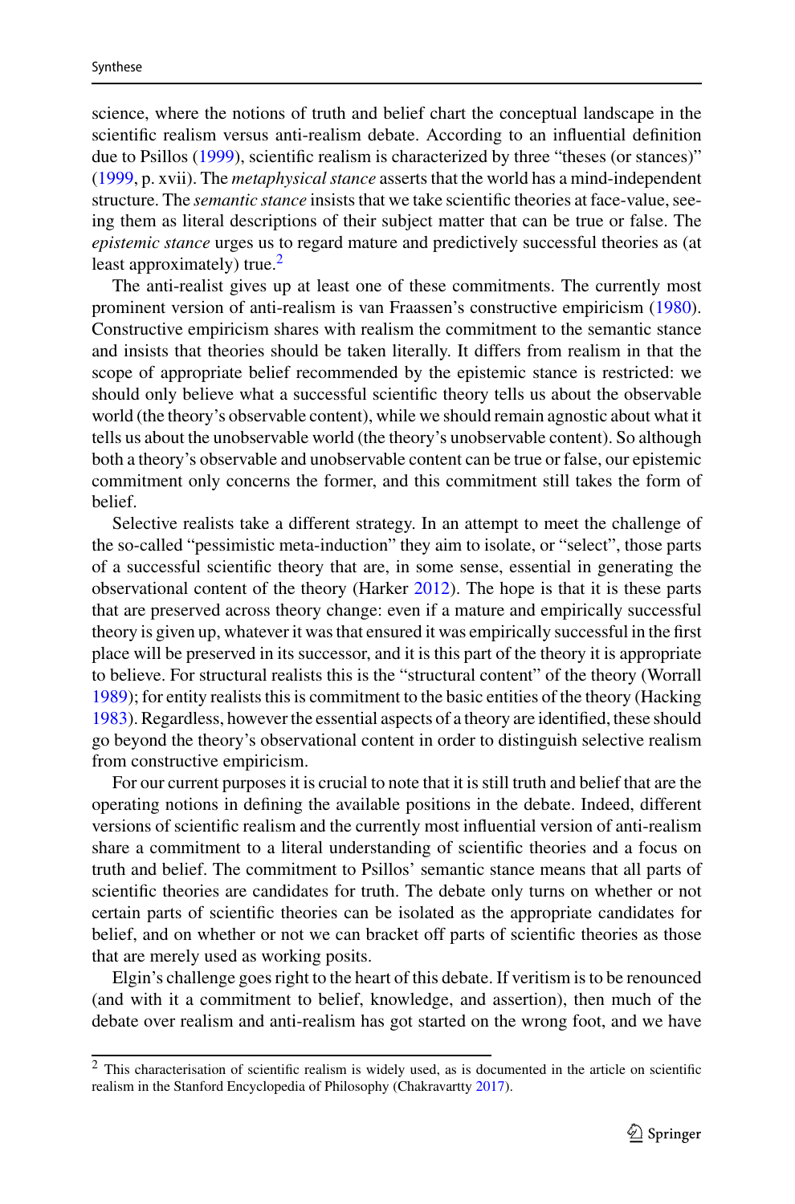science, where the notions of truth and belief chart the conceptual landscape in the scientific realism versus anti-realism debate. According to an influential definition due to Psillos (1999), scientific realism is characterized by three "theses (or stances)" (1999, p. xvii). The *metaphysical stance* asserts that the world has a mind-independent structure. The *semantic stance* insists that we take scientific theories at face-value, seeing them as literal descriptions of their subject matter that can be true or false. The *epistemic stance* urges us to regard mature and predictively successful theories as (at least approximately) true.[2]

The anti-realist gives up at least one of these commitments. The currently most prominent version of anti-realism is van Fraassen's constructive empiricism (1980). Constructive empiricism shares with realism the commitment to the semantic stance and insists that theories should be taken literally. It differs from realism in that the scope of appropriate belief recommended by the epistemic stance is restricted: we should only believe what a successful scientific theory tells us about the observable world (the theory's observable content), while we should remain agnostic about what it tells us about the unobservable world (the theory's unobservable content). So although both a theory's observable and unobservable content can be true or false, our epistemic commitment only concerns the former, and this commitment still takes the form of belief.

Selective realists take a different strategy. In an attempt to meet the challenge of the so-called "pessimistic meta-induction" they aim to isolate, or "select", those parts of a successful scientific theory that are, in some sense, essential in generating the observational content of the theory (Harker 2012). The hope is that it is these parts that are preserved across theory change: even if a mature and empirically successful theory is given up, whatever it was that ensured it was empirically successful in the first place will be preserved in its successor, and it is this part of the theory it is appropriate to believe. For structural realists this is the "structural content" of the theory (Worrall 1989); for entity realists this is commitment to the basic entities of the theory (Hacking 1983). Regardless, however the essential aspects of a theory are identified, these should go beyond the theory's observational content in order to distinguish selective realism from constructive empiricism.

For our current purposes it is crucial to note that it is still truth and belief that are the operating notions in defining the available positions in the debate. Indeed, different versions of scientific realism and the currently most influential version of anti-realism share a commitment to a literal understanding of scientific theories and a focus on truth and belief. The commitment to Psillos' semantic stance means that all parts of scientific theories are candidates for truth. The debate only turns on whether or not certain parts of scientific theories can be isolated as the appropriate candidates for belief, and on whether or not we can bracket off parts of scientific theories as those that are merely used as working posits.

Elgin's challenge goes right to the heart of this debate. If veritism is to be renounced (and with it a commitment to belief, knowledge, and assertion), then much of the debate over realism and anti-realism has got started on the wrong foot, and we have

---

[2] This characterisation of scientific realism is widely used, as is documented in the article on scientific realism in the Stanford Encyclopedia of Philosophy (Chakravartty 2017).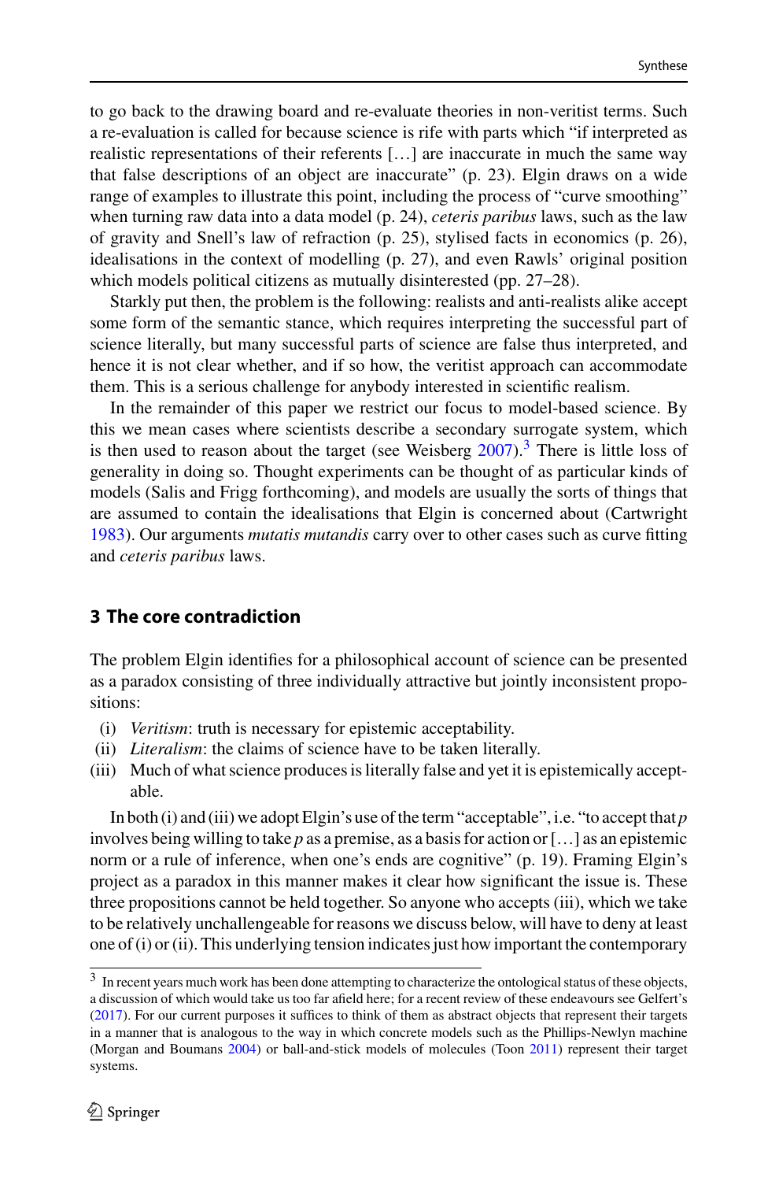to go back to the drawing board and re-evaluate theories in non-veritist terms. Such a re-evaluation is called for because science is rife with parts which "if interpreted as realistic representations of their referents […] are inaccurate in much the same way that false descriptions of an object are inaccurate" (p. 23). Elgin draws on a wide range of examples to illustrate this point, including the process of "curve smoothing" when turning raw data into a data model (p. 24), *ceteris paribus* laws, such as the law of gravity and Snell's law of refraction (p. 25), stylised facts in economics (p. 26), idealisations in the context of modelling (p. 27), and even Rawls' original position which models political citizens as mutually disinterested (pp. 27–28).

Starkly put then, the problem is the following: realists and anti-realists alike accept some form of the semantic stance, which requires interpreting the successful part of science literally, but many successful parts of science are false thus interpreted, and hence it is not clear whether, and if so how, the veritist approach can accommodate them. This is a serious challenge for anybody interested in scientific realism.

In the remainder of this paper we restrict our focus to model-based science. By this we mean cases where scientists describe a secondary surrogate system, which is then used to reason about the target (see Weisberg 2007).[3] There is little loss of generality in doing so. Thought experiments can be thought of as particular kinds of models (Salis and Frigg forthcoming), and models are usually the sorts of things that are assumed to contain the idealisations that Elgin is concerned about (Cartwright 1983). Our arguments *mutatis mutandis* carry over to other cases such as curve fitting and *ceteris paribus* laws.

## 3 The core contradiction

The problem Elgin identifies for a philosophical account of science can be presented as a paradox consisting of three individually attractive but jointly inconsistent propositions:

(i) *Veritism*: truth is necessary for epistemic acceptability.
(ii) *Literalism*: the claims of science have to be taken literally.
(iii) Much of what science produces is literally false and yet it is epistemically acceptable.

In both (i) and (iii) we adopt Elgin's use of the term "acceptable", i.e. "to accept that *p* involves being willing to take *p* as a premise, as a basis for action or […] as an epistemic norm or a rule of inference, when one's ends are cognitive" (p. 19). Framing Elgin's project as a paradox in this manner makes it clear how significant the issue is. These three propositions cannot be held together. So anyone who accepts (iii), which we take to be relatively unchallengeable for reasons we discuss below, will have to deny at least one of (i) or (ii). This underlying tension indicates just how important the contemporary

[3] In recent years much work has been done attempting to characterize the ontological status of these objects, a discussion of which would take us too far afield here; for a recent review of these endeavours see Gelfert's (2017). For our current purposes it suffices to think of them as abstract objects that represent their targets in a manner that is analogous to the way in which concrete models such as the Phillips-Newlyn machine (Morgan and Boumans 2004) or ball-and-stick models of molecules (Toon 2011) represent their target systems.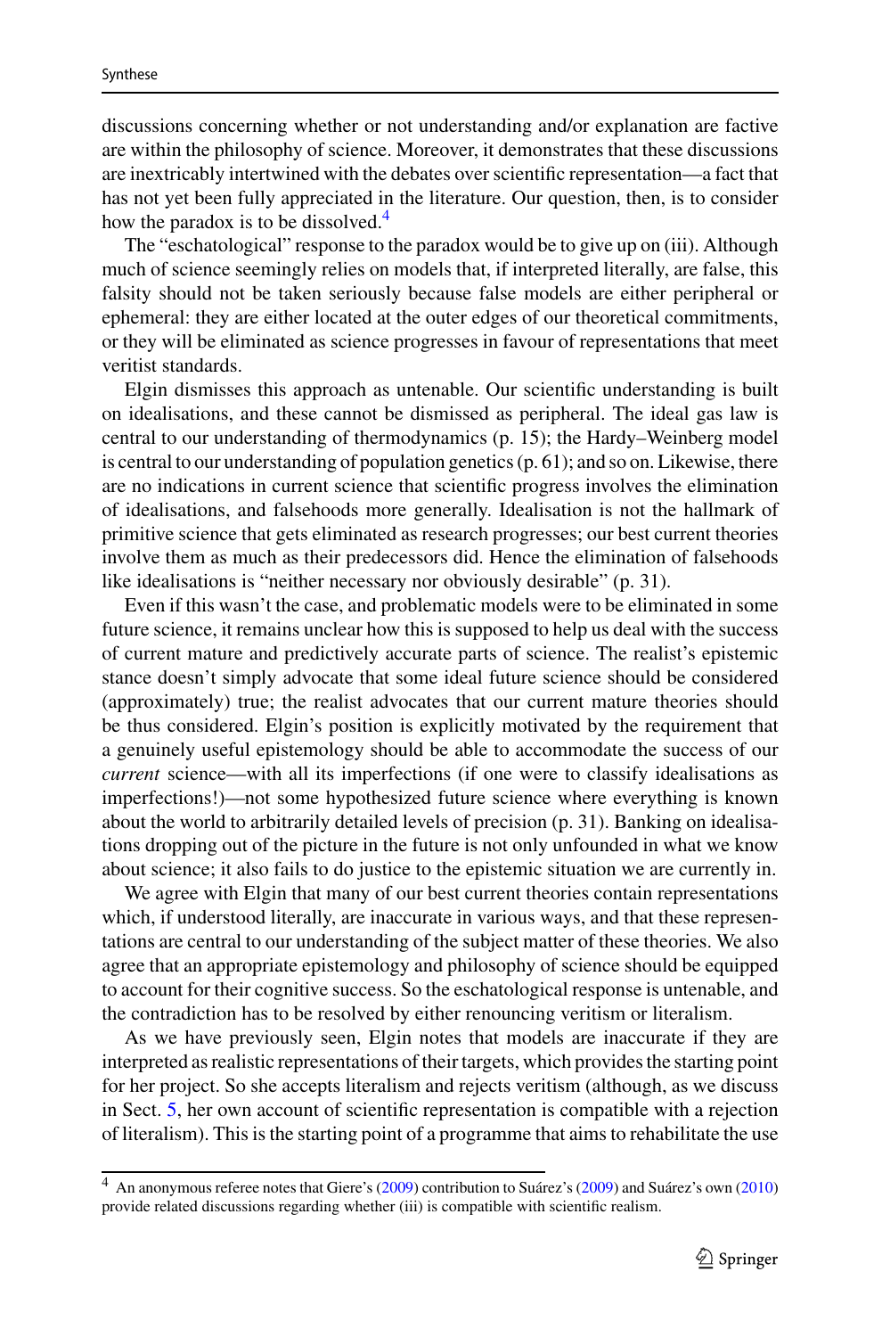discussions concerning whether or not understanding and/or explanation are factive are within the philosophy of science. Moreover, it demonstrates that these discussions are inextricably intertwined with the debates over scientific representation—a fact that has not yet been fully appreciated in the literature. Our question, then, is to consider how the paradox is to be dissolved.[4]

The "eschatological" response to the paradox would be to give up on (iii). Although much of science seemingly relies on models that, if interpreted literally, are false, this falsity should not be taken seriously because false models are either peripheral or ephemeral: they are either located at the outer edges of our theoretical commitments, or they will be eliminated as science progresses in favour of representations that meet veritist standards.

Elgin dismisses this approach as untenable. Our scientific understanding is built on idealisations, and these cannot be dismissed as peripheral. The ideal gas law is central to our understanding of thermodynamics (p. 15); the Hardy–Weinberg model is central to our understanding of population genetics (p. 61); and so on. Likewise, there are no indications in current science that scientific progress involves the elimination of idealisations, and falsehoods more generally. Idealisation is not the hallmark of primitive science that gets eliminated as research progresses; our best current theories involve them as much as their predecessors did. Hence the elimination of falsehoods like idealisations is "neither necessary nor obviously desirable" (p. 31).

Even if this wasn't the case, and problematic models were to be eliminated in some future science, it remains unclear how this is supposed to help us deal with the success of current mature and predictively accurate parts of science. The realist's epistemic stance doesn't simply advocate that some ideal future science should be considered (approximately) true; the realist advocates that our current mature theories should be thus considered. Elgin's position is explicitly motivated by the requirement that a genuinely useful epistemology should be able to accommodate the success of our *current* science—with all its imperfections (if one were to classify idealisations as imperfections!)—not some hypothesized future science where everything is known about the world to arbitrarily detailed levels of precision (p. 31). Banking on idealisations dropping out of the picture in the future is not only unfounded in what we know about science; it also fails to do justice to the epistemic situation we are currently in.

We agree with Elgin that many of our best current theories contain representations which, if understood literally, are inaccurate in various ways, and that these representations are central to our understanding of the subject matter of these theories. We also agree that an appropriate epistemology and philosophy of science should be equipped to account for their cognitive success. So the eschatological response is untenable, and the contradiction has to be resolved by either renouncing veritism or literalism.

As we have previously seen, Elgin notes that models are inaccurate if they are interpreted as realistic representations of their targets, which provides the starting point for her project. So she accepts literalism and rejects veritism (although, as we discuss in Sect. 5, her own account of scientific representation is compatible with a rejection of literalism). This is the starting point of a programme that aims to rehabilitate the use

---

[4] An anonymous referee notes that Giere's (2009) contribution to Suárez's (2009) and Suárez's own (2010) provide related discussions regarding whether (iii) is compatible with scientific realism.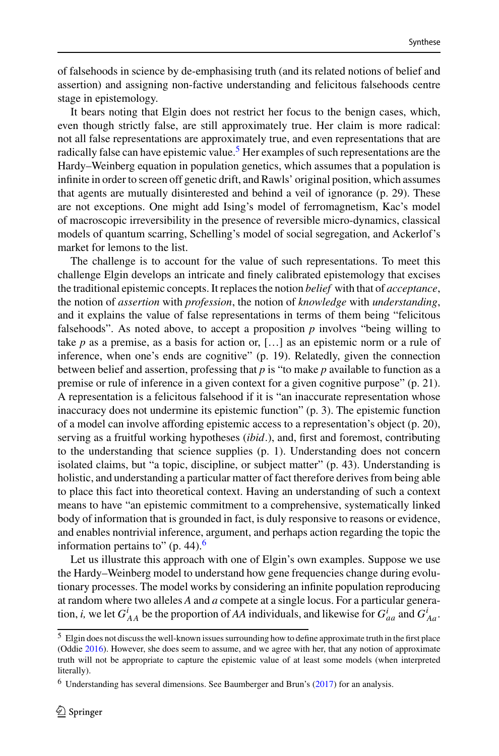of falsehoods in science by de-emphasising truth (and its related notions of belief and assertion) and assigning non-factive understanding and felicitous falsehoods centre stage in epistemology.

It bears noting that Elgin does not restrict her focus to the benign cases, which, even though strictly false, are still approximately true. Her claim is more radical: not all false representations are approximately true, and even representations that are radically false can have epistemic value.[5] Her examples of such representations are the Hardy–Weinberg equation in population genetics, which assumes that a population is infinite in order to screen off genetic drift, and Rawls' original position, which assumes that agents are mutually disinterested and behind a veil of ignorance (p. 29). These are not exceptions. One might add Ising's model of ferromagnetism, Kac's model of macroscopic irreversibility in the presence of reversible micro-dynamics, classical models of quantum scarring, Schelling's model of social segregation, and Ackerlof's market for lemons to the list.

The challenge is to account for the value of such representations. To meet this challenge Elgin develops an intricate and finely calibrated epistemology that excises the traditional epistemic concepts. It replaces the notion *belief* with that of *acceptance*, the notion of *assertion* with *profession*, the notion of *knowledge* with *understanding*, and it explains the value of false representations in terms of them being "felicitous falsehoods". As noted above, to accept a proposition *p* involves "being willing to take *p* as a premise, as a basis for action or, […] as an epistemic norm or a rule of inference, when one's ends are cognitive" (p. 19). Relatedly, given the connection between belief and assertion, professing that *p* is "to make *p* available to function as a premise or rule of inference in a given context for a given cognitive purpose" (p. 21). A representation is a felicitous falsehood if it is "an inaccurate representation whose inaccuracy does not undermine its epistemic function" (p. 3). The epistemic function of a model can involve affording epistemic access to a representation's object (p. 20), serving as a fruitful working hypotheses (*ibid*.), and, first and foremost, contributing to the understanding that science supplies (p. 1). Understanding does not concern isolated claims, but "a topic, discipline, or subject matter" (p. 43). Understanding is holistic, and understanding a particular matter of fact therefore derives from being able to place this fact into theoretical context. Having an understanding of such a context means to have "an epistemic commitment to a comprehensive, systematically linked body of information that is grounded in fact, is duly responsive to reasons or evidence, and enables nontrivial inference, argument, and perhaps action regarding the topic the information pertains to" (p. 44).[6]

Let us illustrate this approach with one of Elgin's own examples. Suppose we use the Hardy–Weinberg model to understand how gene frequencies change during evolutionary processes. The model works by considering an infinite population reproducing at random where two alleles *A* and *a* compete at a single locus. For a particular generation, *i,* we let $G^i_{AA}$ be the proportion of *AA* individuals, and likewise for $G^i_{aa}$ and $G^i_{Aa}$.

[5] Elgin does not discuss the well-known issues surrounding how to define approximate truth in the first place (Oddie 2016). However, she does seem to assume, and we agree with her, that any notion of approximate truth will not be appropriate to capture the epistemic value of at least some models (when interpreted literally).

[6] Understanding has several dimensions. See Baumberger and Brun's (2017) for an analysis.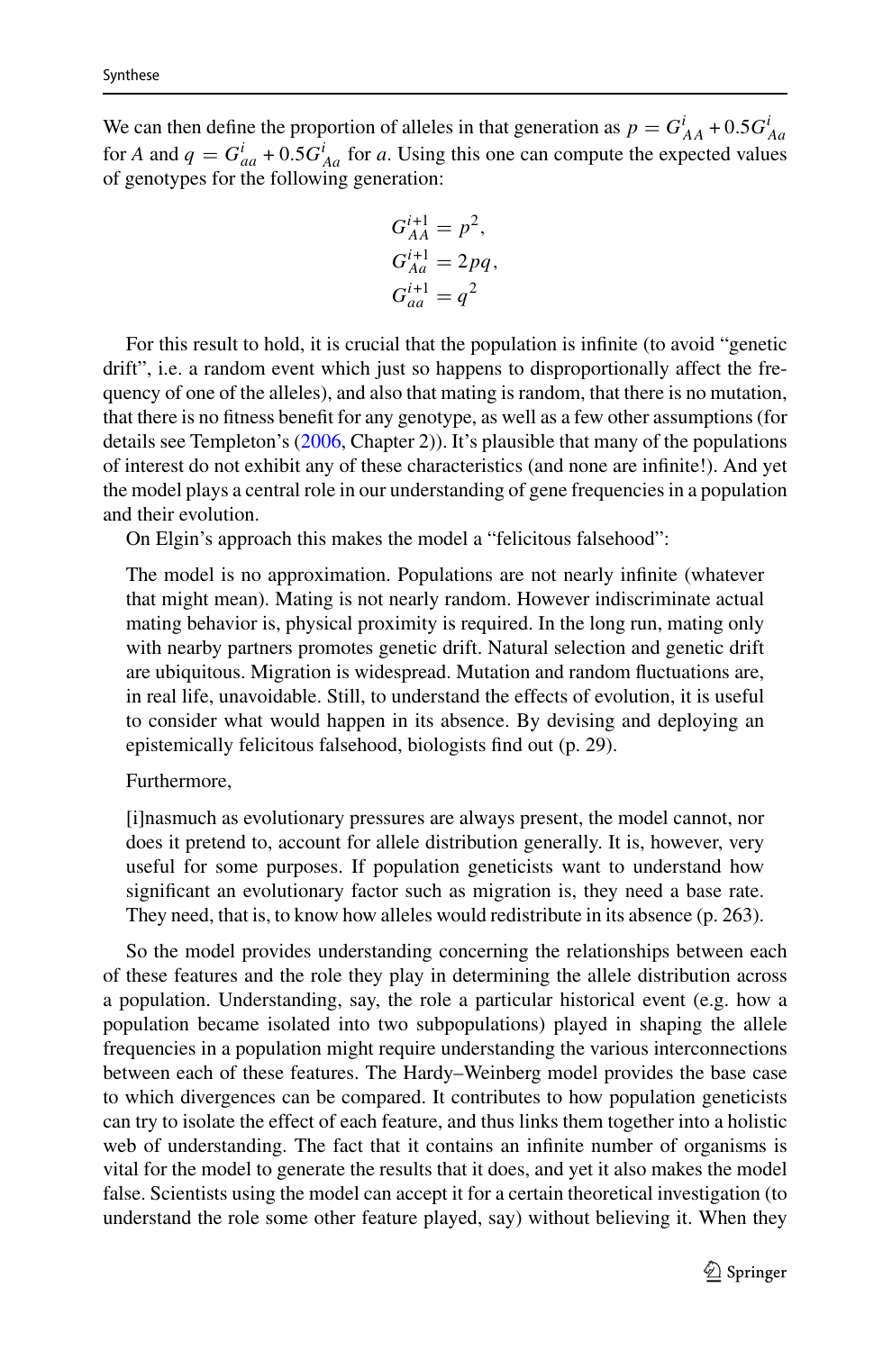We can then define the proportion of alleles in that generation as $p = G^i_{AA} + 0.5G^i_{Aa}$ for $A$ and $q = G^i_{aa} + 0.5G^i_{Aa}$ for $a$. Using this one can compute the expected values of genotypes for the following generation:

$$
\begin{aligned}
G^{i+1}_{AA} &= p^2, \\
G^{i+1}_{Aa} &= 2pq, \\
G^{i+1}_{aa} &= q^2
\end{aligned}
$$

For this result to hold, it is crucial that the population is infinite (to avoid "genetic drift", i.e. a random event which just so happens to disproportionally affect the frequency of one of the alleles), and also that mating is random, that there is no mutation, that there is no fitness benefit for any genotype, as well as a few other assumptions (for details see Templeton's (2006, Chapter 2)). It's plausible that many of the populations of interest do not exhibit any of these characteristics (and none are infinite!). And yet the model plays a central role in our understanding of gene frequencies in a population and their evolution.

On Elgin's approach this makes the model a "felicitous falsehood":

> The model is no approximation. Populations are not nearly infinite (whatever that might mean). Mating is not nearly random. However indiscriminate actual mating behavior is, physical proximity is required. In the long run, mating only with nearby partners promotes genetic drift. Natural selection and genetic drift are ubiquitous. Migration is widespread. Mutation and random fluctuations are, in real life, unavoidable. Still, to understand the effects of evolution, it is useful to consider what would happen in its absence. By devising and deploying an epistemically felicitous falsehood, biologists find out (p. 29).

Furthermore,

> [i]nasmuch as evolutionary pressures are always present, the model cannot, nor does it pretend to, account for allele distribution generally. It is, however, very useful for some purposes. If population geneticists want to understand how significant an evolutionary factor such as migration is, they need a base rate. They need, that is, to know how alleles would redistribute in its absence (p. 263).

So the model provides understanding concerning the relationships between each of these features and the role they play in determining the allele distribution across a population. Understanding, say, the role a particular historical event (e.g. how a population became isolated into two subpopulations) played in shaping the allele frequencies in a population might require understanding the various interconnections between each of these features. The Hardy–Weinberg model provides the base case to which divergences can be compared. It contributes to how population geneticists can try to isolate the effect of each feature, and thus links them together into a holistic web of understanding. The fact that it contains an infinite number of organisms is vital for the model to generate the results that it does, and yet it also makes the model false. Scientists using the model can accept it for a certain theoretical investigation (to understand the role some other feature played, say) without believing it. When they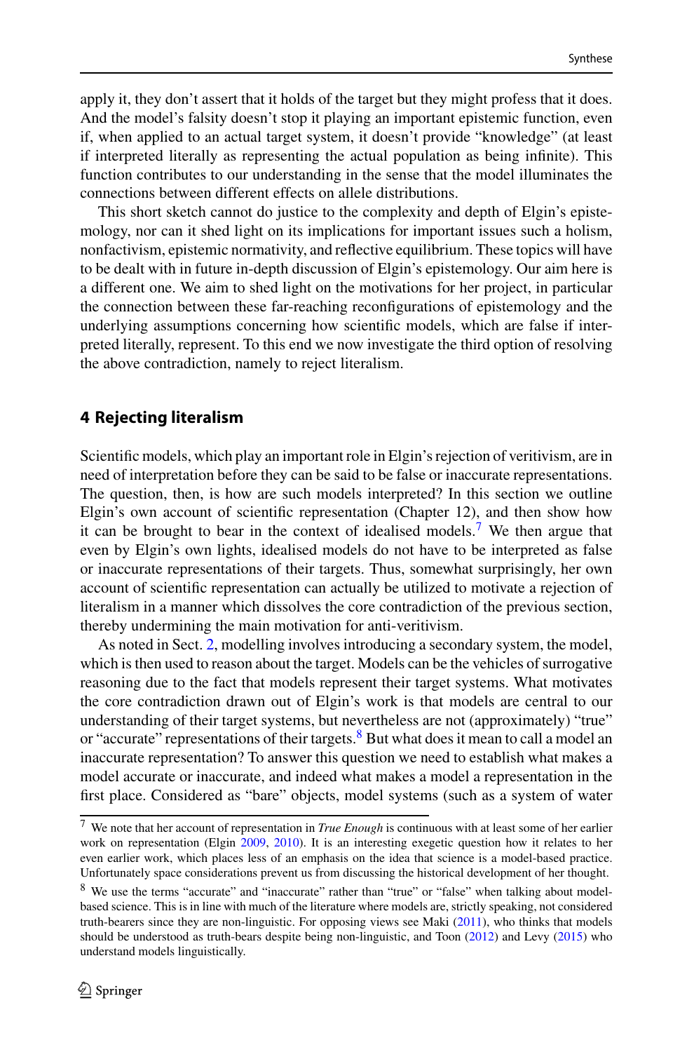apply it, they don't assert that it holds of the target but they might profess that it does. And the model's falsity doesn't stop it playing an important epistemic function, even if, when applied to an actual target system, it doesn't provide "knowledge" (at least if interpreted literally as representing the actual population as being infinite). This function contributes to our understanding in the sense that the model illuminates the connections between different effects on allele distributions.

This short sketch cannot do justice to the complexity and depth of Elgin's epistemology, nor can it shed light on its implications for important issues such a holism, nonfactivism, epistemic normativity, and reflective equilibrium. These topics will have to be dealt with in future in-depth discussion of Elgin's epistemology. Our aim here is a different one. We aim to shed light on the motivations for her project, in particular the connection between these far-reaching reconfigurations of epistemology and the underlying assumptions concerning how scientific models, which are false if interpreted literally, represent. To this end we now investigate the third option of resolving the above contradiction, namely to reject literalism.

## 4 Rejecting literalism

Scientific models, which play an important role in Elgin's rejection of veritivism, are in need of interpretation before they can be said to be false or inaccurate representations. The question, then, is how are such models interpreted? In this section we outline Elgin's own account of scientific representation (Chapter 12), and then show how it can be brought to bear in the context of idealised models.[7] We then argue that even by Elgin's own lights, idealised models do not have to be interpreted as false or inaccurate representations of their targets. Thus, somewhat surprisingly, her own account of scientific representation can actually be utilized to motivate a rejection of literalism in a manner which dissolves the core contradiction of the previous section, thereby undermining the main motivation for anti-veritivism.

As noted in Sect. 2, modelling involves introducing a secondary system, the model, which is then used to reason about the target. Models can be the vehicles of surrogative reasoning due to the fact that models represent their target systems. What motivates the core contradiction drawn out of Elgin's work is that models are central to our understanding of their target systems, but nevertheless are not (approximately) "true" or "accurate" representations of their targets.[8] But what does it mean to call a model an inaccurate representation? To answer this question we need to establish what makes a model accurate or inaccurate, and indeed what makes a model a representation in the first place. Considered as "bare" objects, model systems (such as a system of water

---

[7] We note that her account of representation in *True Enough* is continuous with at least some of her earlier work on representation (Elgin 2009, 2010). It is an interesting exegetic question how it relates to her even earlier work, which places less of an emphasis on the idea that science is a model-based practice. Unfortunately space considerations prevent us from discussing the historical development of her thought.

[8] We use the terms "accurate" and "inaccurate" rather than "true" or "false" when talking about model-based science. This is in line with much of the literature where models are, strictly speaking, not considered truth-bearers since they are non-linguistic. For opposing views see Maki (2011), who thinks that models should be understood as truth-bears despite being non-linguistic, and Toon (2012) and Levy (2015) who understand models linguistically.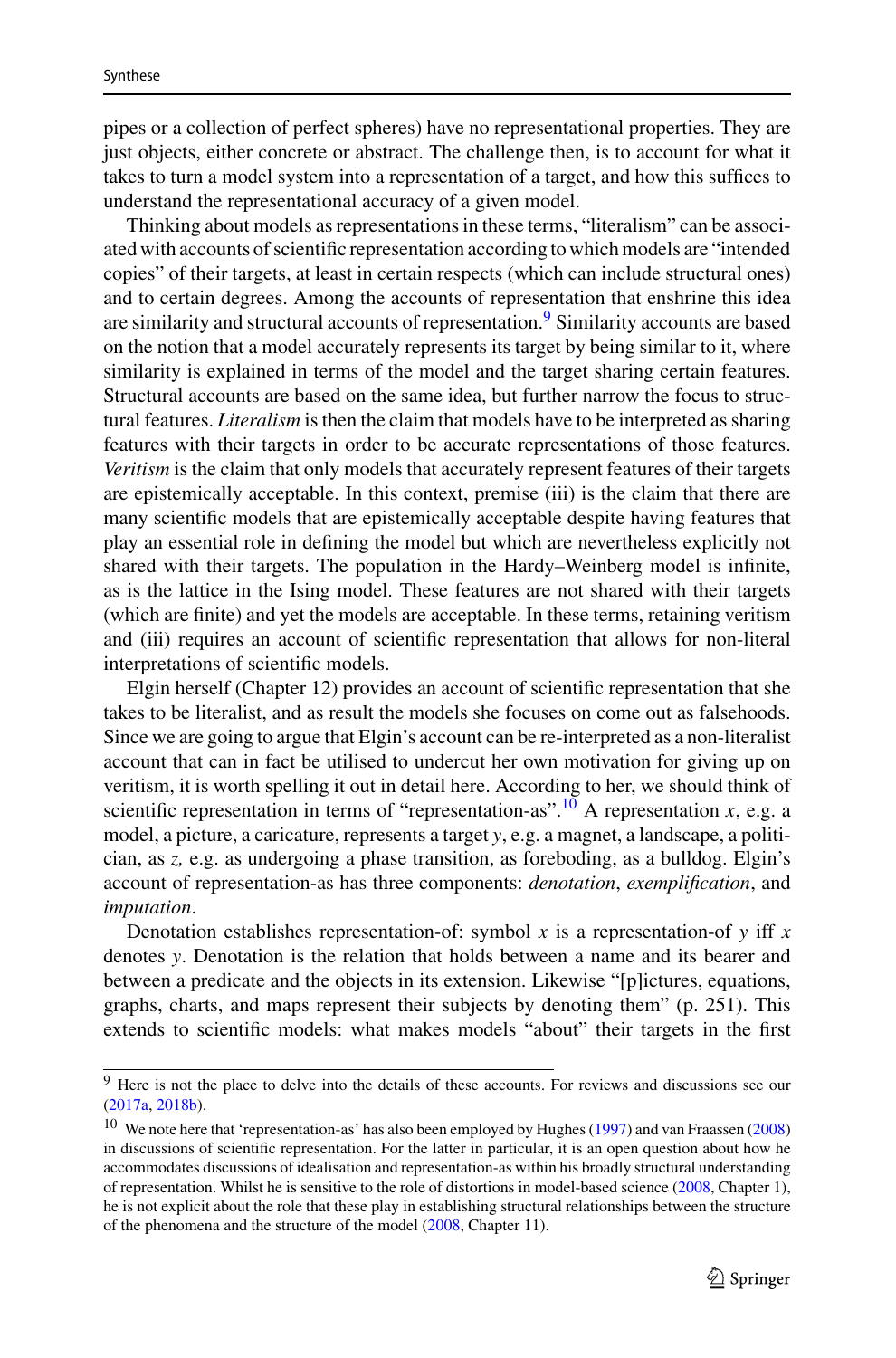pipes or a collection of perfect spheres) have no representational properties. They are just objects, either concrete or abstract. The challenge then, is to account for what it takes to turn a model system into a representation of a target, and how this suffices to understand the representational accuracy of a given model.

Thinking about models as representations in these terms, "literalism" can be associated with accounts of scientific representation according to which models are "intended copies" of their targets, at least in certain respects (which can include structural ones) and to certain degrees. Among the accounts of representation that enshrine this idea are similarity and structural accounts of representation.[9] Similarity accounts are based on the notion that a model accurately represents its target by being similar to it, where similarity is explained in terms of the model and the target sharing certain features. Structural accounts are based on the same idea, but further narrow the focus to structural features. *Literalism* is then the claim that models have to be interpreted as sharing features with their targets in order to be accurate representations of those features. *Veritism* is the claim that only models that accurately represent features of their targets are epistemically acceptable. In this context, premise (iii) is the claim that there are many scientific models that are epistemically acceptable despite having features that play an essential role in defining the model but which are nevertheless explicitly not shared with their targets. The population in the Hardy–Weinberg model is infinite, as is the lattice in the Ising model. These features are not shared with their targets (which are finite) and yet the models are acceptable. In these terms, retaining veritism and (iii) requires an account of scientific representation that allows for non-literal interpretations of scientific models.

Elgin herself (Chapter 12) provides an account of scientific representation that she takes to be literalist, and as result the models she focuses on come out as falsehoods. Since we are going to argue that Elgin's account can be re-interpreted as a non-literalist account that can in fact be utilised to undercut her own motivation for giving up on veritism, it is worth spelling it out in detail here. According to her, we should think of scientific representation in terms of "representation-as".[10] A representation *x*, e.g. a model, a picture, a caricature, represents a target *y*, e.g. a magnet, a landscape, a politician, as *z,* e.g. as undergoing a phase transition, as foreboding, as a bulldog. Elgin's account of representation-as has three components: *denotation*, *exemplification*, and *imputation*.

Denotation establishes representation-of: symbol *x* is a representation-of *y* iff *x* denotes *y*. Denotation is the relation that holds between a name and its bearer and between a predicate and the objects in its extension. Likewise "[p]ictures, equations, graphs, charts, and maps represent their subjects by denoting them" (p. 251). This extends to scientific models: what makes models "about" their targets in the first

---

[9] Here is not the place to delve into the details of these accounts. For reviews and discussions see our (2017a, 2018b).

[10] We note here that 'representation-as' has also been employed by Hughes (1997) and van Fraassen (2008) in discussions of scientific representation. For the latter in particular, it is an open question about how he accommodates discussions of idealisation and representation-as within his broadly structural understanding of representation. Whilst he is sensitive to the role of distortions in model-based science (2008, Chapter 1), he is not explicit about the role that these play in establishing structural relationships between the structure of the phenomena and the structure of the model (2008, Chapter 11).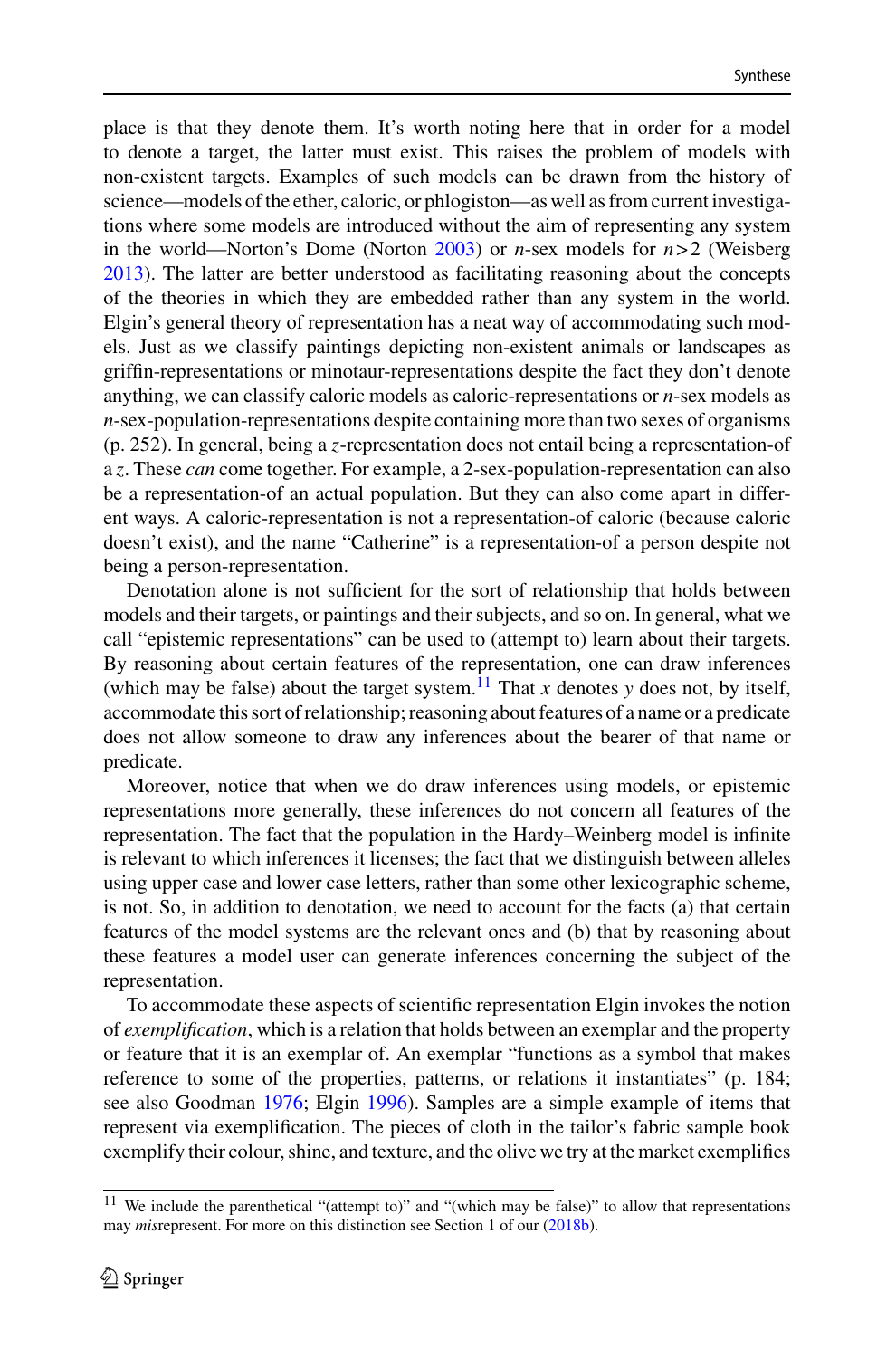place is that they denote them. It's worth noting here that in order for a model to denote a target, the latter must exist. This raises the problem of models with non-existent targets. Examples of such models can be drawn from the history of science—models of the ether, caloric, or phlogiston—as well as from current investigations where some models are introduced without the aim of representing any system in the world—Norton's Dome (Norton 2003) or $n$-sex models for $n > 2$ (Weisberg 2013). The latter are better understood as facilitating reasoning about the concepts of the theories in which they are embedded rather than any system in the world. Elgin's general theory of representation has a neat way of accommodating such models. Just as we classify paintings depicting non-existent animals or landscapes as griffin-representations or minotaur-representations despite the fact they don't denote anything, we can classify caloric models as caloric-representations or $n$-sex models as $n$-sex-population-representations despite containing more than two sexes of organisms (p. 252). In general, being a $z$-representation does not entail being a representation-of a $z$. These *can* come together. For example, a 2-sex-population-representation can also be a representation-of an actual population. But they can also come apart in different ways. A caloric-representation is not a representation-of caloric (because caloric doesn't exist), and the name "Catherine" is a representation-of a person despite not being a person-representation.

Denotation alone is not sufficient for the sort of relationship that holds between models and their targets, or paintings and their subjects, and so on. In general, what we call "epistemic representations" can be used to (attempt to) learn about their targets. By reasoning about certain features of the representation, one can draw inferences (which may be false) about the target system.[11] That $x$ denotes $y$ does not, by itself, accommodate this sort of relationship; reasoning about features of a name or a predicate does not allow someone to draw any inferences about the bearer of that name or predicate.

Moreover, notice that when we do draw inferences using models, or epistemic representations more generally, these inferences do not concern all features of the representation. The fact that the population in the Hardy–Weinberg model is infinite is relevant to which inferences it licenses; the fact that we distinguish between alleles using upper case and lower case letters, rather than some other lexicographic scheme, is not. So, in addition to denotation, we need to account for the facts (a) that certain features of the model systems are the relevant ones and (b) that by reasoning about these features a model user can generate inferences concerning the subject of the representation.

To accommodate these aspects of scientific representation Elgin invokes the notion of *exemplification*, which is a relation that holds between an exemplar and the property or feature that it is an exemplar of. An exemplar "functions as a symbol that makes reference to some of the properties, patterns, or relations it instantiates" (p. 184; see also Goodman 1976; Elgin 1996). Samples are a simple example of items that represent via exemplification. The pieces of cloth in the tailor's fabric sample book exemplify their colour, shine, and texture, and the olive we try at the market exemplifies

[11] We include the parenthetical "(attempt to)" and "(which may be false)" to allow that representations may *mis*represent. For more on this distinction see Section 1 of our (2018b).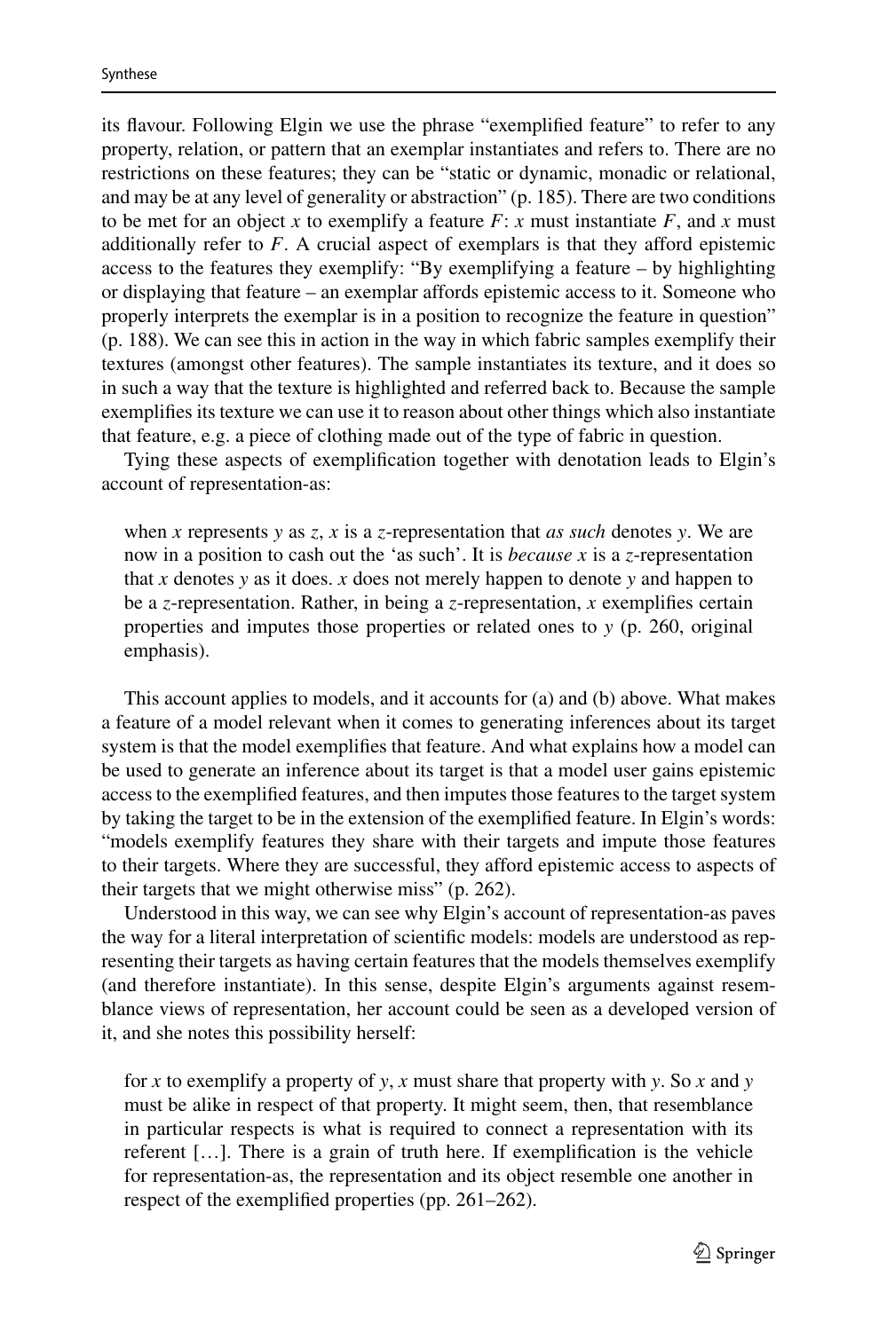its flavour. Following Elgin we use the phrase "exemplified feature" to refer to any property, relation, or pattern that an exemplar instantiates and refers to. There are no restrictions on these features; they can be "static or dynamic, monadic or relational, and may be at any level of generality or abstraction" (p. 185). There are two conditions to be met for an object $x$ to exemplify a feature $F$: $x$ must instantiate $F$, and $x$ must additionally refer to $F$. A crucial aspect of exemplars is that they afford epistemic access to the features they exemplify: "By exemplifying a feature – by highlighting or displaying that feature – an exemplar affords epistemic access to it. Someone who properly interprets the exemplar is in a position to recognize the feature in question" (p. 188). We can see this in action in the way in which fabric samples exemplify their textures (amongst other features). The sample instantiates its texture, and it does so in such a way that the texture is highlighted and referred back to. Because the sample exemplifies its texture we can use it to reason about other things which also instantiate that feature, e.g. a piece of clothing made out of the type of fabric in question.

Tying these aspects of exemplification together with denotation leads to Elgin's account of representation-as:

> when $x$ represents $y$ as $z$, $x$ is a $z$-representation that *as such* denotes $y$. We are now in a position to cash out the 'as such'. It is *because* $x$ is a $z$-representation that $x$ denotes $y$ as it does. $x$ does not merely happen to denote $y$ and happen to be a $z$-representation. Rather, in being a $z$-representation, $x$ exemplifies certain properties and imputes those properties or related ones to $y$ (p. 260, original emphasis).

This account applies to models, and it accounts for (a) and (b) above. What makes a feature of a model relevant when it comes to generating inferences about its target system is that the model exemplifies that feature. And what explains how a model can be used to generate an inference about its target is that a model user gains epistemic access to the exemplified features, and then imputes those features to the target system by taking the target to be in the extension of the exemplified feature. In Elgin's words: "models exemplify features they share with their targets and impute those features to their targets. Where they are successful, they afford epistemic access to aspects of their targets that we might otherwise miss" (p. 262).

Understood in this way, we can see why Elgin's account of representation-as paves the way for a literal interpretation of scientific models: models are understood as representing their targets as having certain features that the models themselves exemplify (and therefore instantiate). In this sense, despite Elgin's arguments against resemblance views of representation, her account could be seen as a developed version of it, and she notes this possibility herself:

> for $x$ to exemplify a property of $y$, $x$ must share that property with $y$. So $x$ and $y$ must be alike in respect of that property. It might seem, then, that resemblance in particular respects is what is required to connect a representation with its referent […]. There is a grain of truth here. If exemplification is the vehicle for representation-as, the representation and its object resemble one another in respect of the exemplified properties (pp. 261–262).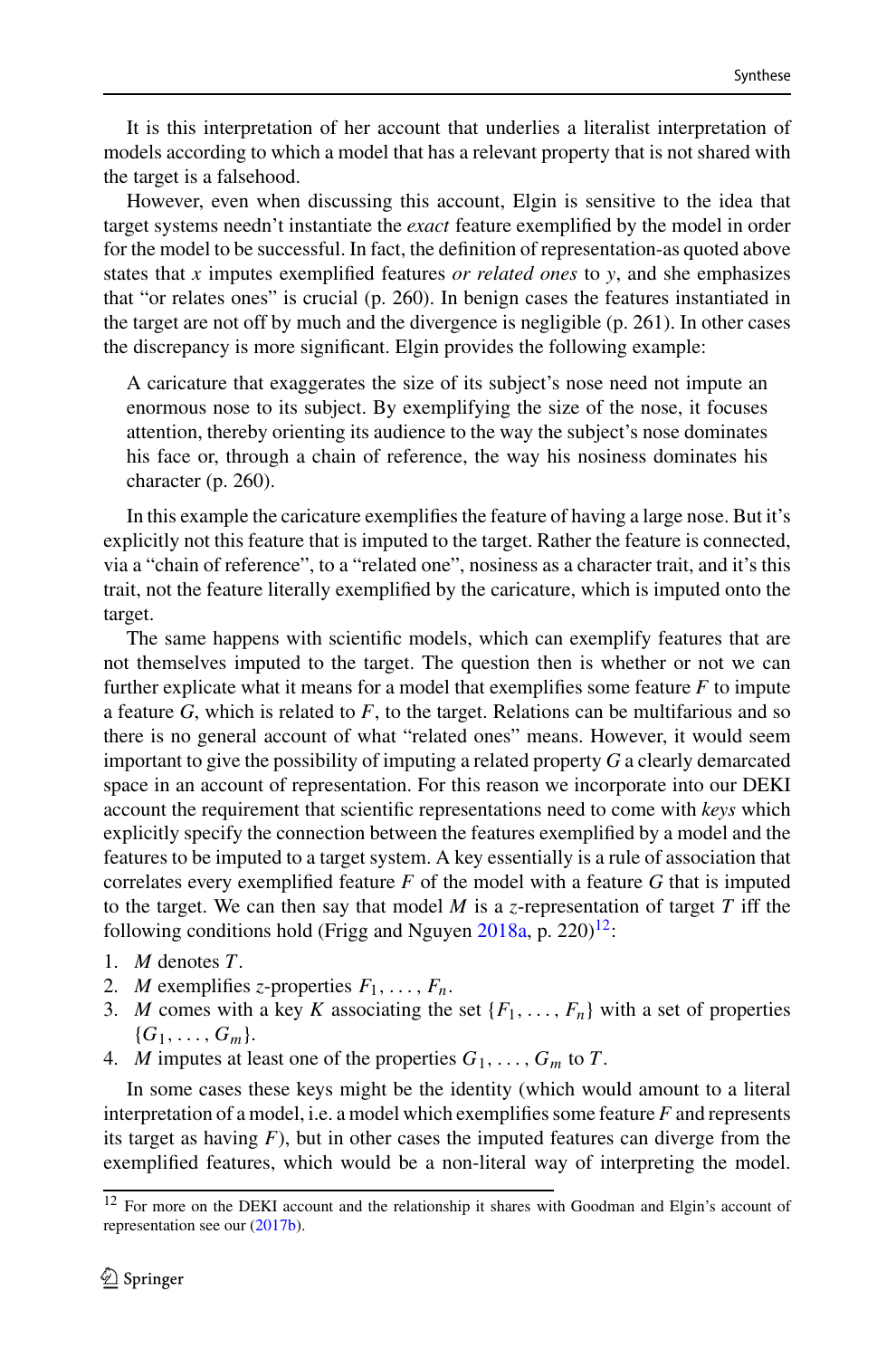It is this interpretation of her account that underlies a literalist interpretation of models according to which a model that has a relevant property that is not shared with the target is a falsehood.

However, even when discussing this account, Elgin is sensitive to the idea that target systems needn't instantiate the *exact* feature exemplified by the model in order for the model to be successful. In fact, the definition of representation-as quoted above states that $x$ imputes exemplified features *or related ones* to $y$, and she emphasizes that "or relates ones" is crucial (p. 260). In benign cases the features instantiated in the target are not off by much and the divergence is negligible (p. 261). In other cases the discrepancy is more significant. Elgin provides the following example:

> A caricature that exaggerates the size of its subject's nose need not impute an enormous nose to its subject. By exemplifying the size of the nose, it focuses attention, thereby orienting its audience to the way the subject's nose dominates his face or, through a chain of reference, the way his nosiness dominates his character (p. 260).

In this example the caricature exemplifies the feature of having a large nose. But it's explicitly not this feature that is imputed to the target. Rather the feature is connected, via a "chain of reference", to a "related one", nosiness as a character trait, and it's this trait, not the feature literally exemplified by the caricature, which is imputed onto the target.

The same happens with scientific models, which can exemplify features that are not themselves imputed to the target. The question then is whether or not we can further explicate what it means for a model that exemplifies some feature $F$ to impute a feature $G$, which is related to $F$, to the target. Relations can be multifarious and so there is no general account of what "related ones" means. However, it would seem important to give the possibility of imputing a related property $G$ a clearly demarcated space in an account of representation. For this reason we incorporate into our DEKI account the requirement that scientific representations need to come with *keys* which explicitly specify the connection between the features exemplified by a model and the features to be imputed to a target system. A key essentially is a rule of association that correlates every exemplified feature $F$ of the model with a feature $G$ that is imputed to the target. We can then say that model $M$ is a $z$-representation of target $T$ iff the following conditions hold (Frigg and Nguyen 2018a, p. 220)[12]:

1. $M$ denotes $T$.
2. $M$ exemplifies $z$-properties $F_1, \ldots, F_n$.
3. $M$ comes with a key $K$ associating the set $\{F_1, \ldots, F_n\}$ with a set of properties $\{G_1, \ldots, G_m\}$.
4. $M$ imputes at least one of the properties $G_1, \ldots, G_m$ to $T$.

In some cases these keys might be the identity (which would amount to a literal interpretation of a model, i.e. a model which exemplifies some feature $F$ and represents its target as having $F$), but in other cases the imputed features can diverge from the exemplified features, which would be a non-literal way of interpreting the model.

[12] For more on the DEKI account and the relationship it shares with Goodman and Elgin's account of representation see our (2017b).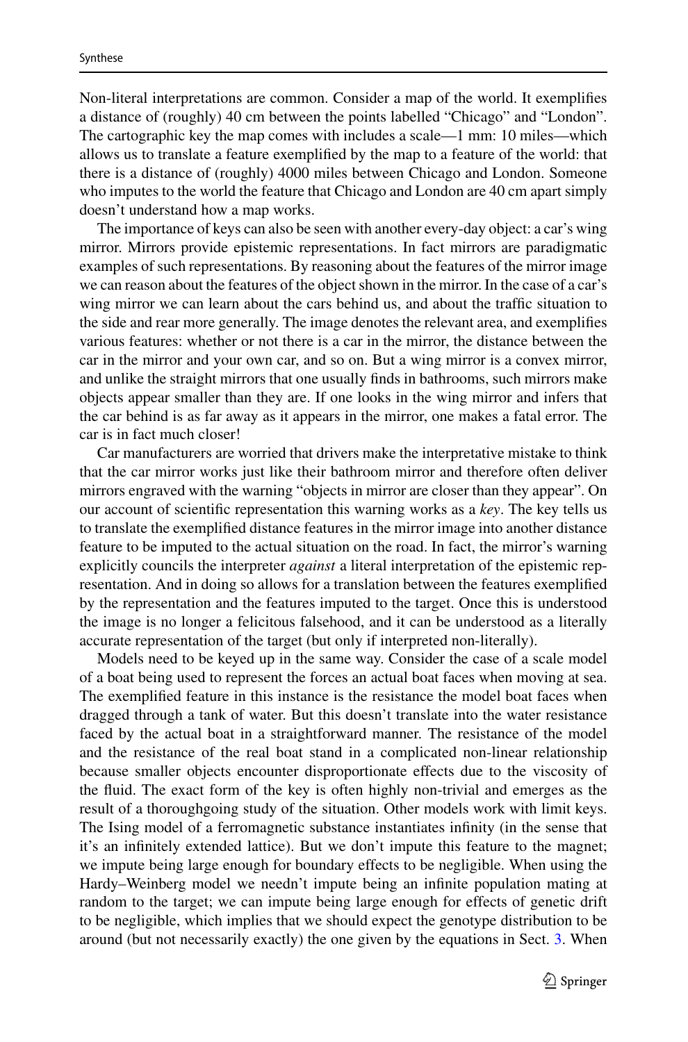Non-literal interpretations are common. Consider a map of the world. It exemplifies a distance of (roughly) 40 cm between the points labelled "Chicago" and "London". The cartographic key the map comes with includes a scale—1 mm: 10 miles—which allows us to translate a feature exemplified by the map to a feature of the world: that there is a distance of (roughly) 4000 miles between Chicago and London. Someone who imputes to the world the feature that Chicago and London are 40 cm apart simply doesn't understand how a map works.

The importance of keys can also be seen with another every-day object: a car's wing mirror. Mirrors provide epistemic representations. In fact mirrors are paradigmatic examples of such representations. By reasoning about the features of the mirror image we can reason about the features of the object shown in the mirror. In the case of a car's wing mirror we can learn about the cars behind us, and about the traffic situation to the side and rear more generally. The image denotes the relevant area, and exemplifies various features: whether or not there is a car in the mirror, the distance between the car in the mirror and your own car, and so on. But a wing mirror is a convex mirror, and unlike the straight mirrors that one usually finds in bathrooms, such mirrors make objects appear smaller than they are. If one looks in the wing mirror and infers that the car behind is as far away as it appears in the mirror, one makes a fatal error. The car is in fact much closer!

Car manufacturers are worried that drivers make the interpretative mistake to think that the car mirror works just like their bathroom mirror and therefore often deliver mirrors engraved with the warning "objects in mirror are closer than they appear". On our account of scientific representation this warning works as a *key*. The key tells us to translate the exemplified distance features in the mirror image into another distance feature to be imputed to the actual situation on the road. In fact, the mirror's warning explicitly councils the interpreter *against* a literal interpretation of the epistemic representation. And in doing so allows for a translation between the features exemplified by the representation and the features imputed to the target. Once this is understood the image is no longer a felicitous falsehood, and it can be understood as a literally accurate representation of the target (but only if interpreted non-literally).

Models need to be keyed up in the same way. Consider the case of a scale model of a boat being used to represent the forces an actual boat faces when moving at sea. The exemplified feature in this instance is the resistance the model boat faces when dragged through a tank of water. But this doesn't translate into the water resistance faced by the actual boat in a straightforward manner. The resistance of the model and the resistance of the real boat stand in a complicated non-linear relationship because smaller objects encounter disproportionate effects due to the viscosity of the fluid. The exact form of the key is often highly non-trivial and emerges as the result of a thoroughgoing study of the situation. Other models work with limit keys. The Ising model of a ferromagnetic substance instantiates infinity (in the sense that it's an infinitely extended lattice). But we don't impute this feature to the magnet; we impute being large enough for boundary effects to be negligible. When using the Hardy–Weinberg model we needn't impute being an infinite population mating at random to the target; we can impute being large enough for effects of genetic drift to be negligible, which implies that we should expect the genotype distribution to be around (but not necessarily exactly) the one given by the equations in Sect. 3. When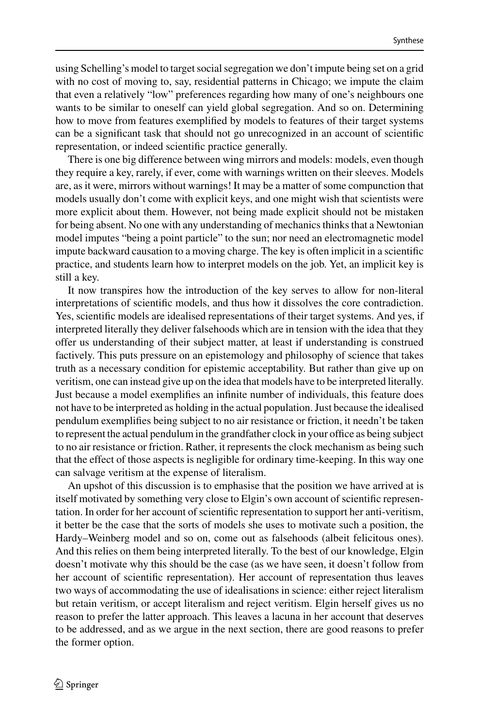using Schelling's model to target social segregation we don't impute being set on a grid with no cost of moving to, say, residential patterns in Chicago; we impute the claim that even a relatively "low" preferences regarding how many of one's neighbours one wants to be similar to oneself can yield global segregation. And so on. Determining how to move from features exemplified by models to features of their target systems can be a significant task that should not go unrecognized in an account of scientific representation, or indeed scientific practice generally.

There is one big difference between wing mirrors and models: models, even though they require a key, rarely, if ever, come with warnings written on their sleeves. Models are, as it were, mirrors without warnings! It may be a matter of some compunction that models usually don't come with explicit keys, and one might wish that scientists were more explicit about them. However, not being made explicit should not be mistaken for being absent. No one with any understanding of mechanics thinks that a Newtonian model imputes "being a point particle" to the sun; nor need an electromagnetic model impute backward causation to a moving charge. The key is often implicit in a scientific practice, and students learn how to interpret models on the job. Yet, an implicit key is still a key.

It now transpires how the introduction of the key serves to allow for non-literal interpretations of scientific models, and thus how it dissolves the core contradiction. Yes, scientific models are idealised representations of their target systems. And yes, if interpreted literally they deliver falsehoods which are in tension with the idea that they offer us understanding of their subject matter, at least if understanding is construed factively. This puts pressure on an epistemology and philosophy of science that takes truth as a necessary condition for epistemic acceptability. But rather than give up on veritism, one can instead give up on the idea that models have to be interpreted literally. Just because a model exemplifies an infinite number of individuals, this feature does not have to be interpreted as holding in the actual population. Just because the idealised pendulum exemplifies being subject to no air resistance or friction, it needn't be taken to represent the actual pendulum in the grandfather clock in your office as being subject to no air resistance or friction. Rather, it represents the clock mechanism as being such that the effect of those aspects is negligible for ordinary time-keeping. In this way one can salvage veritism at the expense of literalism.

An upshot of this discussion is to emphasise that the position we have arrived at is itself motivated by something very close to Elgin's own account of scientific representation. In order for her account of scientific representation to support her anti-veritism, it better be the case that the sorts of models she uses to motivate such a position, the Hardy–Weinberg model and so on, come out as falsehoods (albeit felicitous ones). And this relies on them being interpreted literally. To the best of our knowledge, Elgin doesn't motivate why this should be the case (as we have seen, it doesn't follow from her account of scientific representation). Her account of representation thus leaves two ways of accommodating the use of idealisations in science: either reject literalism but retain veritism, or accept literalism and reject veritism. Elgin herself gives us no reason to prefer the latter approach. This leaves a lacuna in her account that deserves to be addressed, and as we argue in the next section, there are good reasons to prefer the former option.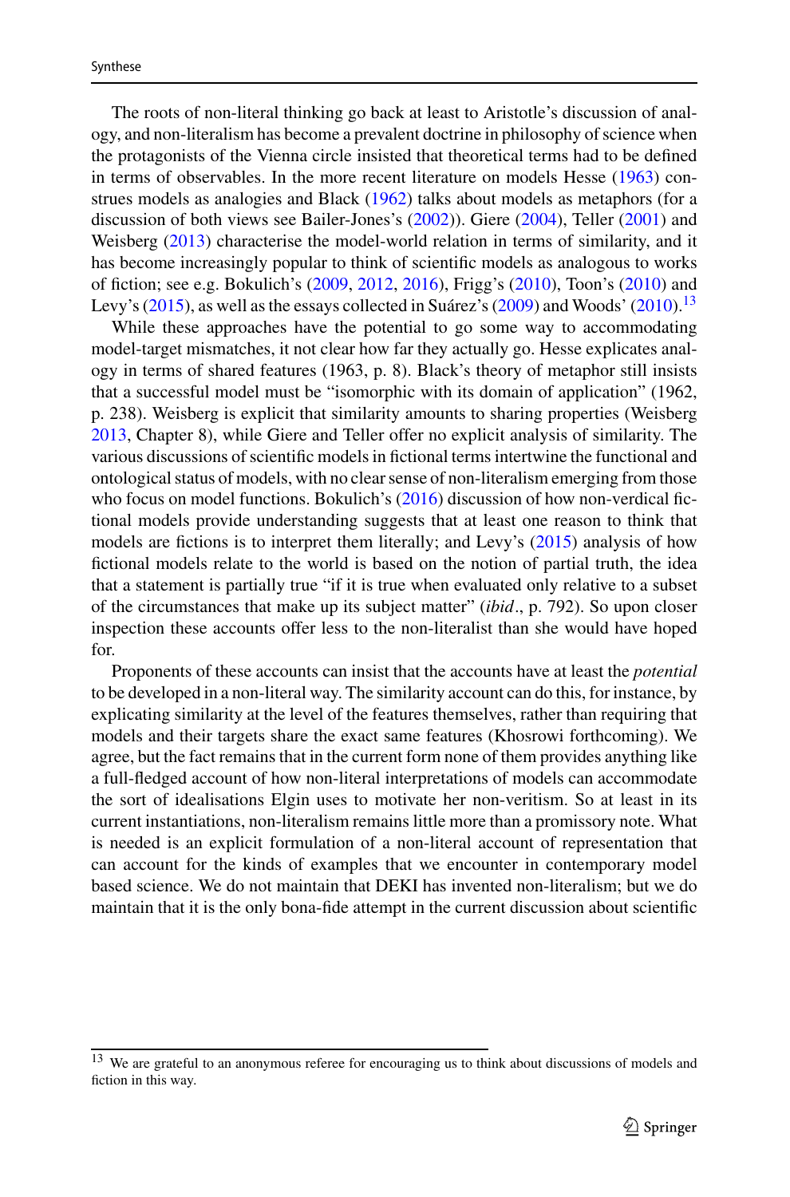The roots of non-literal thinking go back at least to Aristotle's discussion of analogy, and non-literalism has become a prevalent doctrine in philosophy of science when the protagonists of the Vienna circle insisted that theoretical terms had to be defined in terms of observables. In the more recent literature on models Hesse (1963) construes models as analogies and Black (1962) talks about models as metaphors (for a discussion of both views see Bailer-Jones's (2002)). Giere (2004), Teller (2001) and Weisberg (2013) characterise the model-world relation in terms of similarity, and it has become increasingly popular to think of scientific models as analogous to works of fiction; see e.g. Bokulich's (2009, 2012, 2016), Frigg's (2010), Toon's (2010) and Levy's (2015), as well as the essays collected in Suárez's (2009) and Woods' (2010).[13]

While these approaches have the potential to go some way to accommodating model-target mismatches, it not clear how far they actually go. Hesse explicates analogy in terms of shared features (1963, p. 8). Black's theory of metaphor still insists that a successful model must be "isomorphic with its domain of application" (1962, p. 238). Weisberg is explicit that similarity amounts to sharing properties (Weisberg 2013, Chapter 8), while Giere and Teller offer no explicit analysis of similarity. The various discussions of scientific models in fictional terms intertwine the functional and ontological status of models, with no clear sense of non-literalism emerging from those who focus on model functions. Bokulich's (2016) discussion of how non-verdical fictional models provide understanding suggests that at least one reason to think that models are fictions is to interpret them literally; and Levy's (2015) analysis of how fictional models relate to the world is based on the notion of partial truth, the idea that a statement is partially true "if it is true when evaluated only relative to a subset of the circumstances that make up its subject matter" (*ibid*., p. 792). So upon closer inspection these accounts offer less to the non-literalist than she would have hoped for.

Proponents of these accounts can insist that the accounts have at least the *potential* to be developed in a non-literal way. The similarity account can do this, for instance, by explicating similarity at the level of the features themselves, rather than requiring that models and their targets share the exact same features (Khosrowi forthcoming). We agree, but the fact remains that in the current form none of them provides anything like a full-fledged account of how non-literal interpretations of models can accommodate the sort of idealisations Elgin uses to motivate her non-veritism. So at least in its current instantiations, non-literalism remains little more than a promissory note. What is needed is an explicit formulation of a non-literal account of representation that can account for the kinds of examples that we encounter in contemporary model based science. We do not maintain that DEKI has invented non-literalism; but we do maintain that it is the only bona-fide attempt in the current discussion about scientific

[13] We are grateful to an anonymous referee for encouraging us to think about discussions of models and fiction in this way.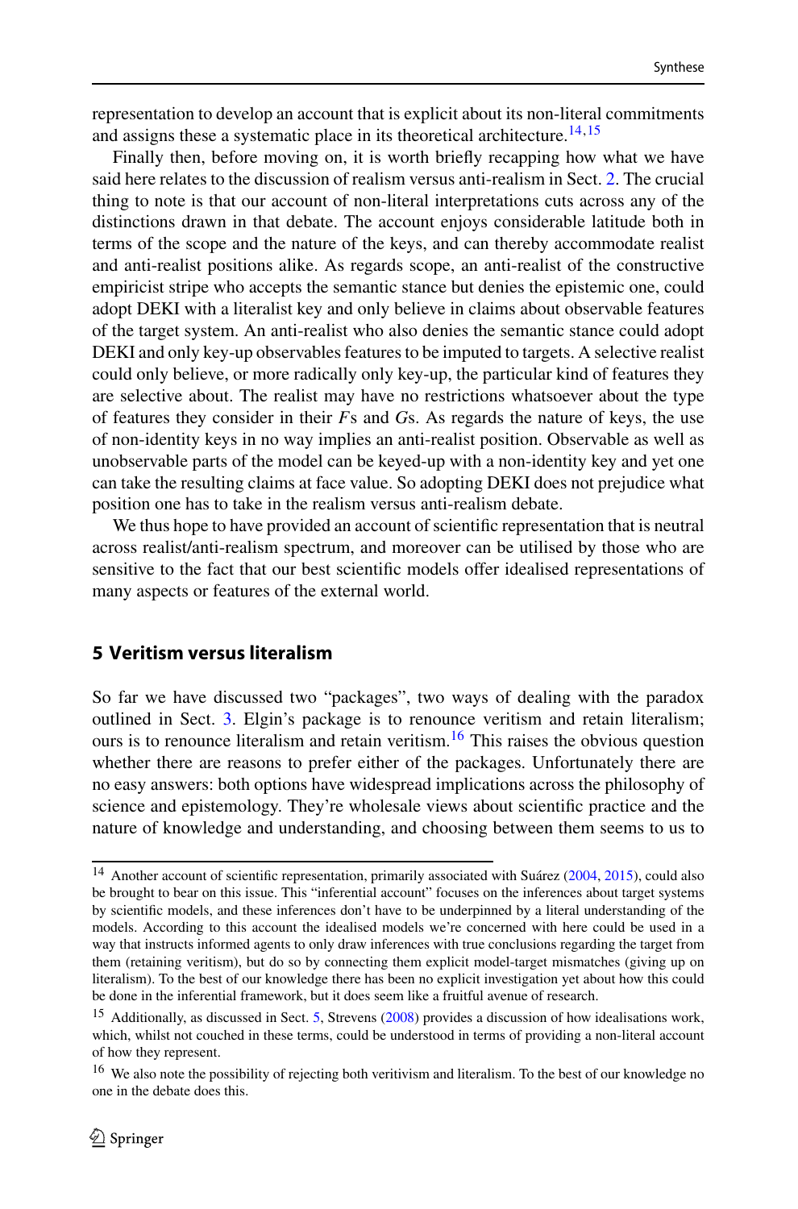representation to develop an account that is explicit about its non-literal commitments and assigns these a systematic place in its theoretical architecture.[14,15]

Finally then, before moving on, it is worth briefly recapping how what we have said here relates to the discussion of realism versus anti-realism in Sect. 2. The crucial thing to note is that our account of non-literal interpretations cuts across any of the distinctions drawn in that debate. The account enjoys considerable latitude both in terms of the scope and the nature of the keys, and can thereby accommodate realist and anti-realist positions alike. As regards scope, an anti-realist of the constructive empiricist stripe who accepts the semantic stance but denies the epistemic one, could adopt DEKI with a literalist key and only believe in claims about observable features of the target system. An anti-realist who also denies the semantic stance could adopt DEKI and only key-up observables features to be imputed to targets. A selective realist could only believe, or more radically only key-up, the particular kind of features they are selective about. The realist may have no restrictions whatsoever about the type of features they consider in their *F*s and *G*s. As regards the nature of keys, the use of non-identity keys in no way implies an anti-realist position. Observable as well as unobservable parts of the model can be keyed-up with a non-identity key and yet one can take the resulting claims at face value. So adopting DEKI does not prejudice what position one has to take in the realism versus anti-realism debate.

We thus hope to have provided an account of scientific representation that is neutral across realist/anti-realism spectrum, and moreover can be utilised by those who are sensitive to the fact that our best scientific models offer idealised representations of many aspects or features of the external world.

## 5 Veritism versus literalism

So far we have discussed two "packages", two ways of dealing with the paradox outlined in Sect. 3. Elgin's package is to renounce veritism and retain literalism; ours is to renounce literalism and retain veritism.[16] This raises the obvious question whether there are reasons to prefer either of the packages. Unfortunately there are no easy answers: both options have widespread implications across the philosophy of science and epistemology. They're wholesale views about scientific practice and the nature of knowledge and understanding, and choosing between them seems to us to

---

[14] Another account of scientific representation, primarily associated with Suárez (2004, 2015), could also be brought to bear on this issue. This "inferential account" focuses on the inferences about target systems by scientific models, and these inferences don't have to be underpinned by a literal understanding of the models. According to this account the idealised models we're concerned with here could be used in a way that instructs informed agents to only draw inferences with true conclusions regarding the target from them (retaining veritism), but do so by connecting them explicit model-target mismatches (giving up on literalism). To the best of our knowledge there has been no explicit investigation yet about how this could be done in the inferential framework, but it does seem like a fruitful avenue of research.

[15] Additionally, as discussed in Sect. 5, Strevens (2008) provides a discussion of how idealisations work, which, whilst not couched in these terms, could be understood in terms of providing a non-literal account of how they represent.

[16] We also note the possibility of rejecting both veritivism and literalism. To the best of our knowledge no one in the debate does this.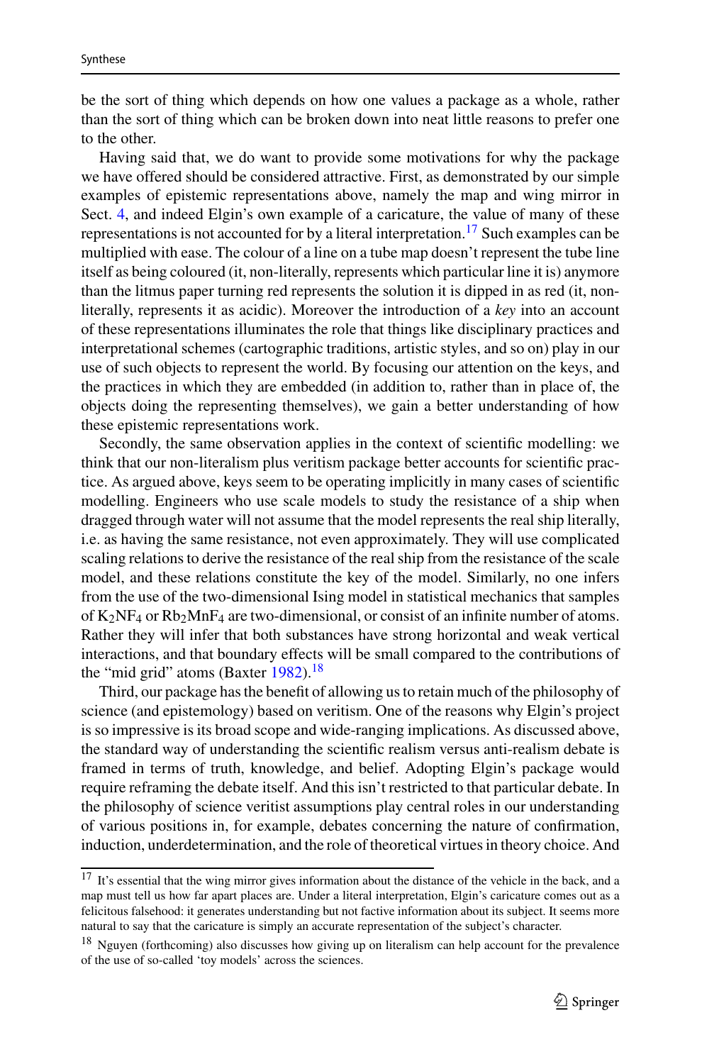be the sort of thing which depends on how one values a package as a whole, rather than the sort of thing which can be broken down into neat little reasons to prefer one to the other.

Having said that, we do want to provide some motivations for why the package we have offered should be considered attractive. First, as demonstrated by our simple examples of epistemic representations above, namely the map and wing mirror in Sect. 4, and indeed Elgin's own example of a caricature, the value of many of these representations is not accounted for by a literal interpretation.[17] Such examples can be multiplied with ease. The colour of a line on a tube map doesn't represent the tube line itself as being coloured (it, non-literally, represents which particular line it is) anymore than the litmus paper turning red represents the solution it is dipped in as red (it, non-literally, represents it as acidic). Moreover the introduction of a *key* into an account of these representations illuminates the role that things like disciplinary practices and interpretational schemes (cartographic traditions, artistic styles, and so on) play in our use of such objects to represent the world. By focusing our attention on the keys, and the practices in which they are embedded (in addition to, rather than in place of, the objects doing the representing themselves), we gain a better understanding of how these epistemic representations work.

Secondly, the same observation applies in the context of scientific modelling: we think that our non-literalism plus veritism package better accounts for scientific practice. As argued above, keys seem to be operating implicitly in many cases of scientific modelling. Engineers who use scale models to study the resistance of a ship when dragged through water will not assume that the model represents the real ship literally, i.e. as having the same resistance, not even approximately. They will use complicated scaling relations to derive the resistance of the real ship from the resistance of the scale model, and these relations constitute the key of the model. Similarly, no one infers from the use of the two-dimensional Ising model in statistical mechanics that samples of $K_2NF_4$ or $Rb_2MnF_4$ are two-dimensional, or consist of an infinite number of atoms. Rather they will infer that both substances have strong horizontal and weak vertical interactions, and that boundary effects will be small compared to the contributions of the "mid grid" atoms (Baxter 1982).[18]

Third, our package has the benefit of allowing us to retain much of the philosophy of science (and epistemology) based on veritism. One of the reasons why Elgin's project is so impressive is its broad scope and wide-ranging implications. As discussed above, the standard way of understanding the scientific realism versus anti-realism debate is framed in terms of truth, knowledge, and belief. Adopting Elgin's package would require reframing the debate itself. And this isn't restricted to that particular debate. In the philosophy of science veritist assumptions play central roles in our understanding of various positions in, for example, debates concerning the nature of confirmation, induction, underdetermination, and the role of theoretical virtues in theory choice. And

[17] It's essential that the wing mirror gives information about the distance of the vehicle in the back, and a map must tell us how far apart places are. Under a literal interpretation, Elgin's caricature comes out as a felicitous falsehood: it generates understanding but not factive information about its subject. It seems more natural to say that the caricature is simply an accurate representation of the subject's character.

[18] Nguyen (forthcoming) also discusses how giving up on literalism can help account for the prevalence of the use of so-called 'toy models' across the sciences.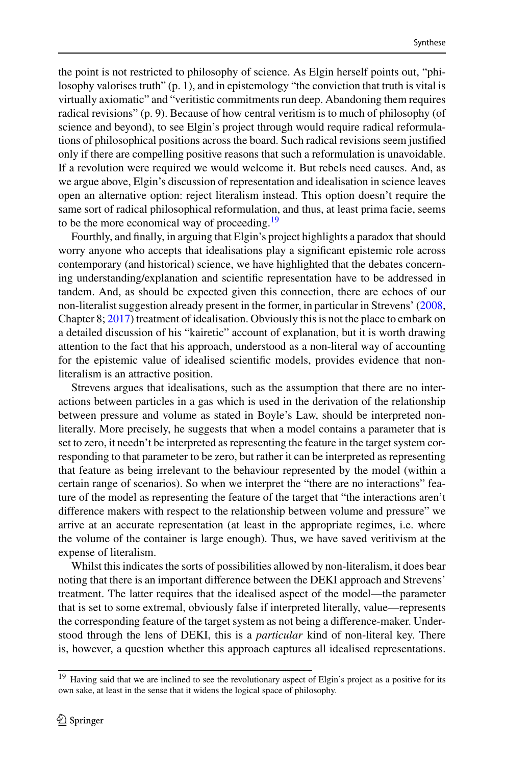the point is not restricted to philosophy of science. As Elgin herself points out, "philosophy valorises truth" (p. 1), and in epistemology "the conviction that truth is vital is virtually axiomatic" and "veritistic commitments run deep. Abandoning them requires radical revisions" (p. 9). Because of how central veritism is to much of philosophy (of science and beyond), to see Elgin's project through would require radical reformulations of philosophical positions across the board. Such radical revisions seem justified only if there are compelling positive reasons that such a reformulation is unavoidable. If a revolution were required we would welcome it. But rebels need causes. And, as we argue above, Elgin's discussion of representation and idealisation in science leaves open an alternative option: reject literalism instead. This option doesn't require the same sort of radical philosophical reformulation, and thus, at least prima facie, seems to be the more economical way of proceeding.[19]

Fourthly, and finally, in arguing that Elgin's project highlights a paradox that should worry anyone who accepts that idealisations play a significant epistemic role across contemporary (and historical) science, we have highlighted that the debates concerning understanding/explanation and scientific representation have to be addressed in tandem. And, as should be expected given this connection, there are echoes of our non-literalist suggestion already present in the former, in particular in Strevens' (2008, Chapter 8; 2017) treatment of idealisation. Obviously this is not the place to embark on a detailed discussion of his "kairetic" account of explanation, but it is worth drawing attention to the fact that his approach, understood as a non-literal way of accounting for the epistemic value of idealised scientific models, provides evidence that non-literalism is an attractive position.

Strevens argues that idealisations, such as the assumption that there are no interactions between particles in a gas which is used in the derivation of the relationship between pressure and volume as stated in Boyle's Law, should be interpreted non-literally. More precisely, he suggests that when a model contains a parameter that is set to zero, it needn't be interpreted as representing the feature in the target system corresponding to that parameter to be zero, but rather it can be interpreted as representing that feature as being irrelevant to the behaviour represented by the model (within a certain range of scenarios). So when we interpret the "there are no interactions" feature of the model as representing the feature of the target that "the interactions aren't difference makers with respect to the relationship between volume and pressure" we arrive at an accurate representation (at least in the appropriate regimes, i.e. where the volume of the container is large enough). Thus, we have saved veritivism at the expense of literalism.

Whilst this indicates the sorts of possibilities allowed by non-literalism, it does bear noting that there is an important difference between the DEKI approach and Strevens' treatment. The latter requires that the idealised aspect of the model—the parameter that is set to some extremal, obviously false if interpreted literally, value—represents the corresponding feature of the target system as not being a difference-maker. Understood through the lens of DEKI, this is a *particular* kind of non-literal key. There is, however, a question whether this approach captures all idealised representations.

[19] Having said that we are inclined to see the revolutionary aspect of Elgin's project as a positive for its own sake, at least in the sense that it widens the logical space of philosophy.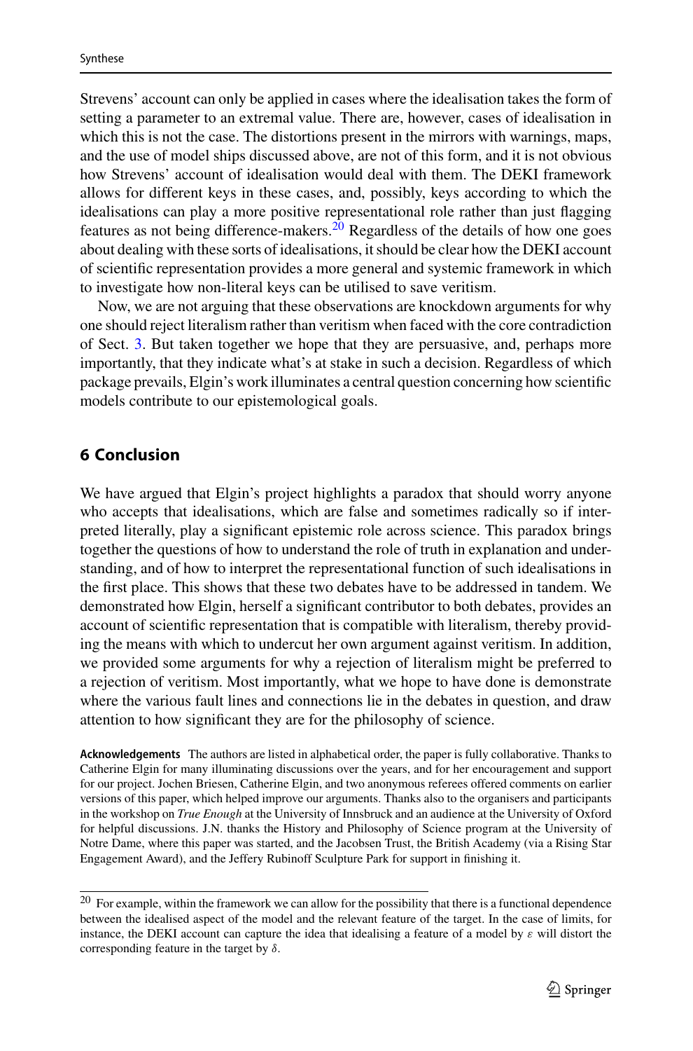Strevens' account can only be applied in cases where the idealisation takes the form of setting a parameter to an extremal value. There are, however, cases of idealisation in which this is not the case. The distortions present in the mirrors with warnings, maps, and the use of model ships discussed above, are not of this form, and it is not obvious how Strevens' account of idealisation would deal with them. The DEKI framework allows for different keys in these cases, and, possibly, keys according to which the idealisations can play a more positive representational role rather than just flagging features as not being difference-makers.[20] Regardless of the details of how one goes about dealing with these sorts of idealisations, it should be clear how the DEKI account of scientific representation provides a more general and systemic framework in which to investigate how non-literal keys can be utilised to save veritism.

Now, we are not arguing that these observations are knockdown arguments for why one should reject literalism rather than veritism when faced with the core contradiction of Sect. 3. But taken together we hope that they are persuasive, and, perhaps more importantly, that they indicate what's at stake in such a decision. Regardless of which package prevails, Elgin's work illuminates a central question concerning how scientific models contribute to our epistemological goals.

## 6 Conclusion

We have argued that Elgin's project highlights a paradox that should worry anyone who accepts that idealisations, which are false and sometimes radically so if interpreted literally, play a significant epistemic role across science. This paradox brings together the questions of how to understand the role of truth in explanation and understanding, and of how to interpret the representational function of such idealisations in the first place. This shows that these two debates have to be addressed in tandem. We demonstrated how Elgin, herself a significant contributor to both debates, provides an account of scientific representation that is compatible with literalism, thereby providing the means with which to undercut her own argument against veritism. In addition, we provided some arguments for why a rejection of literalism might be preferred to a rejection of veritism. Most importantly, what we hope to have done is demonstrate where the various fault lines and connections lie in the debates in question, and draw attention to how significant they are for the philosophy of science.

**Acknowledgements** The authors are listed in alphabetical order, the paper is fully collaborative. Thanks to Catherine Elgin for many illuminating discussions over the years, and for her encouragement and support for our project. Jochen Briesen, Catherine Elgin, and two anonymous referees offered comments on earlier versions of this paper, which helped improve our arguments. Thanks also to the organisers and participants in the workshop on *True Enough* at the University of Innsbruck and an audience at the University of Oxford for helpful discussions. J.N. thanks the History and Philosophy of Science program at the University of Notre Dame, where this paper was started, and the Jacobsen Trust, the British Academy (via a Rising Star Engagement Award), and the Jeffery Rubinoff Sculpture Park for support in finishing it.

---

[20] For example, within the framework we can allow for the possibility that there is a functional dependence between the idealised aspect of the model and the relevant feature of the target. In the case of limits, for instance, the DEKI account can capture the idea that idealising a feature of a model by $\varepsilon$ will distort the corresponding feature in the target by $\delta$.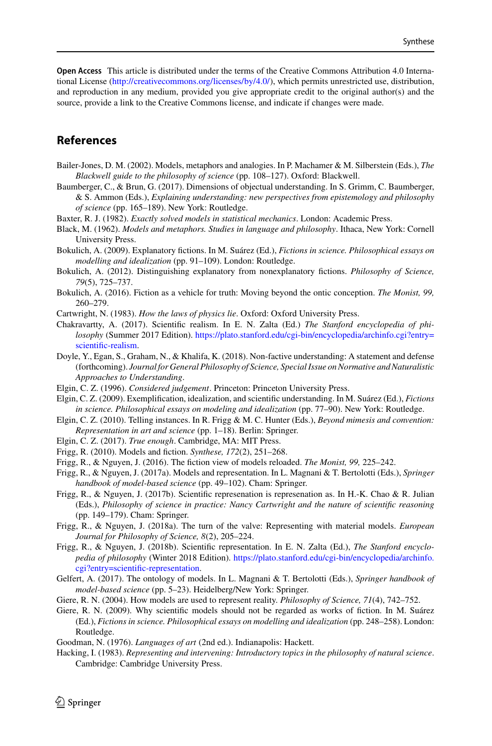**Open Access** This article is distributed under the terms of the Creative Commons Attribution 4.0 International License (http://creativecommons.org/licenses/by/4.0/), which permits unrestricted use, distribution, and reproduction in any medium, provided you give appropriate credit to the original author(s) and the source, provide a link to the Creative Commons license, and indicate if changes were made.

## References

Bailer-Jones, D. M. (2002). Models, metaphors and analogies. In P. Machamer & M. Silberstein (Eds.), *The Blackwell guide to the philosophy of science* (pp. 108–127). Oxford: Blackwell.

Baumberger, C., & Brun, G. (2017). Dimensions of objectual understanding. In S. Grimm, C. Baumberger, & S. Ammon (Eds.), *Explaining understanding: new perspectives from epistemology and philosophy of science* (pp. 165–189). New York: Routledge.

Baxter, R. J. (1982). *Exactly solved models in statistical mechanics*. London: Academic Press.

Black, M. (1962). *Models and metaphors. Studies in language and philosophy*. Ithaca, New York: Cornell University Press.

Bokulich, A. (2009). Explanatory fictions. In M. Suárez (Ed.), *Fictions in science. Philosophical essays on modelling and idealization* (pp. 91–109). London: Routledge.

Bokulich, A. (2012). Distinguishing explanatory from nonexplanatory fictions. *Philosophy of Science, 79*(5), 725–737.

Bokulich, A. (2016). Fiction as a vehicle for truth: Moving beyond the ontic conception. *The Monist, 99,* 260–279.

Cartwright, N. (1983). *How the laws of physics lie*. Oxford: Oxford University Press.

Chakravartty, A. (2017). Scientific realism. In E. N. Zalta (Ed.) *The Stanford encyclopedia of philosophy* (Summer 2017 Edition). https://plato.stanford.edu/cgi-bin/encyclopedia/archinfo.cgi?entry=scientific-realism.

Doyle, Y., Egan, S., Graham, N., & Khalifa, K. (2018). Non-factive understanding: A statement and defense (forthcoming). *Journal for General Philosophy of Science, Special Issue on Normative and Naturalistic Approaches to Understanding*.

Elgin, C. Z. (1996). *Considered judgement*. Princeton: Princeton University Press.

Elgin, C. Z. (2009). Exemplification, idealization, and scientific understanding. In M. Suárez (Ed.), *Fictions in science. Philosophical essays on modeling and idealization* (pp. 77–90). New York: Routledge.

Elgin, C. Z. (2010). Telling instances. In R. Frigg & M. C. Hunter (Eds.), *Beyond mimesis and convention: Representation in art and science* (pp. 1–18). Berlin: Springer.

Elgin, C. Z. (2017). *True enough*. Cambridge, MA: MIT Press.

Frigg, R. (2010). Models and fiction. *Synthese, 172*(2), 251–268.

Frigg, R., & Nguyen, J. (2016). The fiction view of models reloaded. *The Monist, 99,* 225–242.

Frigg, R., & Nguyen, J. (2017a). Models and representation. In L. Magnani & T. Bertolotti (Eds.), *Springer handbook of model-based science* (pp. 49–102). Cham: Springer.

Frigg, R., & Nguyen, J. (2017b). Scientific represenation is represenation as. In H.-K. Chao & R. Julian (Eds.), *Philosophy of science in practice: Nancy Cartwright and the nature of scientific reasoning* (pp. 149–179). Cham: Springer.

Frigg, R., & Nguyen, J. (2018a). The turn of the valve: Representing with material models. *European Journal for Philosophy of Science, 8*(2), 205–224.

Frigg, R., & Nguyen, J. (2018b). Scientific representation. In E. N. Zalta (Ed.), *The Stanford encyclopedia of philosophy* (Winter 2018 Edition). https://plato.stanford.edu/cgi-bin/encyclopedia/archinfo.cgi?entry=scientific-representation.

Gelfert, A. (2017). The ontology of models. In L. Magnani & T. Bertolotti (Eds.), *Springer handbook of model-based science* (pp. 5–23). Heidelberg/New York: Springer.

Giere, R. N. (2004). How models are used to represent reality. *Philosophy of Science, 71*(4), 742–752.

Giere, R. N. (2009). Why scientific models should not be regarded as works of fiction. In M. Suárez (Ed.), *Fictions in science. Philosophical essays on modelling and idealization* (pp. 248–258). London: Routledge.

Goodman, N. (1976). *Languages of art* (2nd ed.). Indianapolis: Hackett.

Hacking, I. (1983). *Representing and intervening: Introductory topics in the philosophy of natural science*. Cambridge: Cambridge University Press.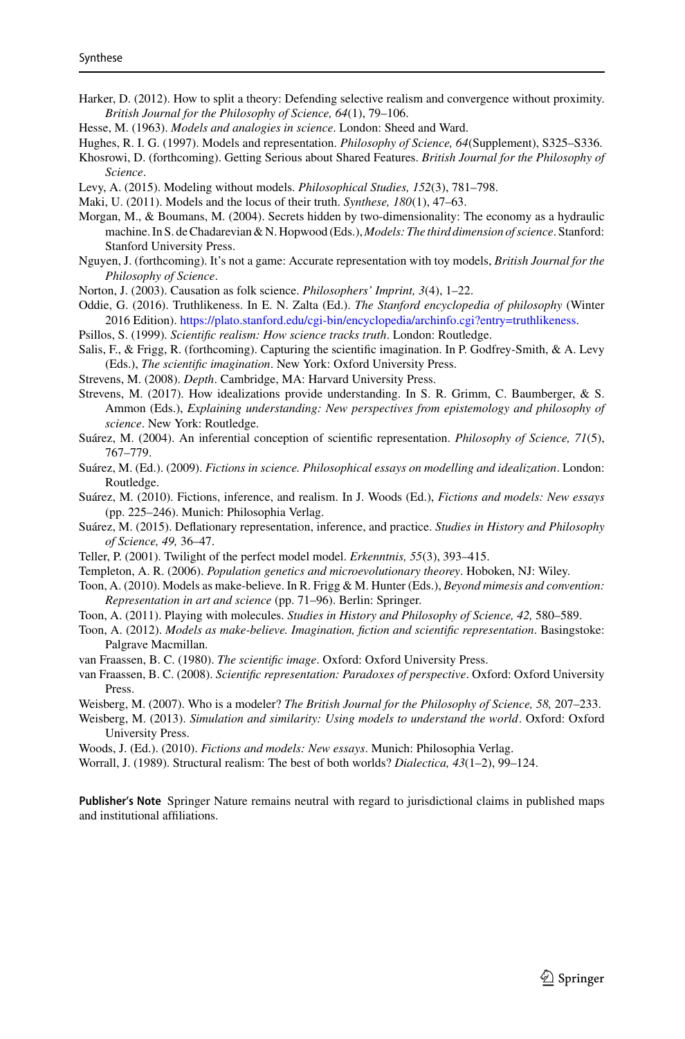Harker, D. (2012). How to split a theory: Defending selective realism and convergence without proximity. *British Journal for the Philosophy of Science, 64*(1), 79–106.

Hesse, M. (1963). *Models and analogies in science*. London: Sheed and Ward.

Hughes, R. I. G. (1997). Models and representation. *Philosophy of Science, 64*(Supplement), S325–S336.

Khosrowi, D. (forthcoming). Getting Serious about Shared Features. *British Journal for the Philosophy of Science*.

Levy, A. (2015). Modeling without models. *Philosophical Studies, 152*(3), 781–798.

Maki, U. (2011). Models and the locus of their truth. *Synthese, 180*(1), 47–63.

Morgan, M., & Boumans, M. (2004). Secrets hidden by two-dimensionality: The economy as a hydraulic machine. In S. de Chadarevian & N. Hopwood (Eds.), *Models: The third dimension of science*. Stanford: Stanford University Press.

Nguyen, J. (forthcoming). It's not a game: Accurate representation with toy models, *British Journal for the Philosophy of Science*.

Norton, J. (2003). Causation as folk science. *Philosophers' Imprint, 3*(4), 1–22.

Oddie, G. (2016). Truthlikeness. In E. N. Zalta (Ed.). *The Stanford encyclopedia of philosophy* (Winter 2016 Edition). https://plato.stanford.edu/cgi-bin/encyclopedia/archinfo.cgi?entry=truthlikeness.

Psillos, S. (1999). *Scientific realism: How science tracks truth*. London: Routledge.

Salis, F., & Frigg, R. (forthcoming). Capturing the scientific imagination. In P. Godfrey-Smith, & A. Levy (Eds.), *The scientific imagination*. New York: Oxford University Press.

Strevens, M. (2008). *Depth*. Cambridge, MA: Harvard University Press.

Strevens, M. (2017). How idealizations provide understanding. In S. R. Grimm, C. Baumberger, & S. Ammon (Eds.), *Explaining understanding: New perspectives from epistemology and philosophy of science*. New York: Routledge.

Suárez, M. (2004). An inferential conception of scientific representation. *Philosophy of Science, 71*(5), 767–779.

Suárez, M. (Ed.). (2009). *Fictions in science. Philosophical essays on modelling and idealization*. London: Routledge.

Suárez, M. (2010). Fictions, inference, and realism. In J. Woods (Ed.), *Fictions and models: New essays* (pp. 225–246). Munich: Philosophia Verlag.

Suárez, M. (2015). Deflationary representation, inference, and practice. *Studies in History and Philosophy of Science, 49,* 36–47.

Teller, P. (2001). Twilight of the perfect model model. *Erkenntnis, 55*(3), 393–415.

Templeton, A. R. (2006). *Population genetics and microevolutionary theory*. Hoboken, NJ: Wiley.

Toon, A. (2010). Models as make-believe. In R. Frigg & M. Hunter (Eds.), *Beyond mimesis and convention: Representation in art and science* (pp. 71–96). Berlin: Springer.

Toon, A. (2011). Playing with molecules. *Studies in History and Philosophy of Science, 42,* 580–589.

Toon, A. (2012). *Models as make-believe. Imagination, fiction and scientific representation*. Basingstoke: Palgrave Macmillan.

van Fraassen, B. C. (1980). *The scientific image*. Oxford: Oxford University Press.

van Fraassen, B. C. (2008). *Scientific representation: Paradoxes of perspective*. Oxford: Oxford University Press.

Weisberg, M. (2007). Who is a modeler? *The British Journal for the Philosophy of Science, 58,* 207–233.

Weisberg, M. (2013). *Simulation and similarity: Using models to understand the world*. Oxford: Oxford University Press.

Woods, J. (Ed.). (2010). *Fictions and models: New essays*. Munich: Philosophia Verlag.

Worrall, J. (1989). Structural realism: The best of both worlds? *Dialectica, 43*(1–2), 99–124.

**Publisher's Note** Springer Nature remains neutral with regard to jurisdictional claims in published maps and institutional affiliations.